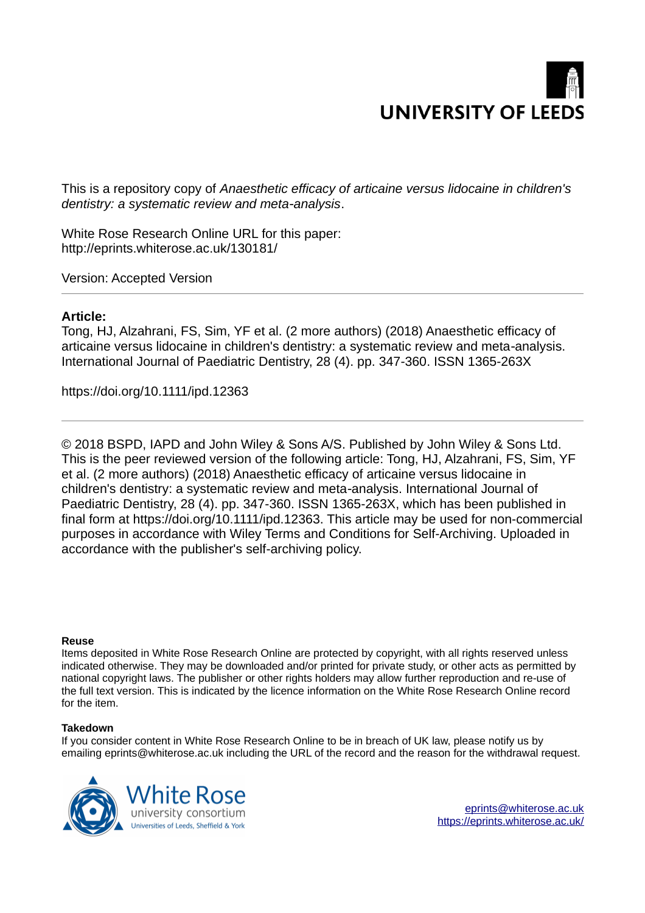UNIVERSITY OF LEEDS

This is a repository copy of *Anaesthetic efficacy of articaine versus lidocaine in children's dentistry: a systematic review and meta-analysis*.

White Rose Research Online URL for this paper:
http://eprints.whiterose.ac.uk/130181/

Version: Accepted Version

---

**Article:**

Tong, HJ, Alzahrani, FS, Sim, YF et al. (2 more authors) (2018) Anaesthetic efficacy of articaine versus lidocaine in children's dentistry: a systematic review and meta-analysis. International Journal of Paediatric Dentistry, 28 (4). pp. 347-360. ISSN 1365-263X

https://doi.org/10.1111/ipd.12363

---

© 2018 BSPD, IAPD and John Wiley & Sons A/S. Published by John Wiley & Sons Ltd. This is the peer reviewed version of the following article: Tong, HJ, Alzahrani, FS, Sim, YF et al. (2 more authors) (2018) Anaesthetic efficacy of articaine versus lidocaine in children's dentistry: a systematic review and meta-analysis. International Journal of Paediatric Dentistry, 28 (4). pp. 347-360. ISSN 1365-263X, which has been published in final form at https://doi.org/10.1111/ipd.12363. This article may be used for non-commercial purposes in accordance with Wiley Terms and Conditions for Self-Archiving. Uploaded in accordance with the publisher's self-archiving policy.

**Reuse**

Items deposited in White Rose Research Online are protected by copyright, with all rights reserved unless indicated otherwise. They may be downloaded and/or printed for private study, or other acts as permitted by national copyright laws. The publisher or other rights holders may allow further reproduction and re-use of the full text version. This is indicated by the licence information on the White Rose Research Online record for the item.

**Takedown**

If you consider content in White Rose Research Online to be in breach of UK law, please notify us by emailing eprints@whiterose.ac.uk including the URL of the record and the reason for the withdrawal request.

White Rose university consortium
Universities of Leeds, Sheffield & York

eprints@whiterose.ac.uk
https://eprints.whiterose.ac.uk/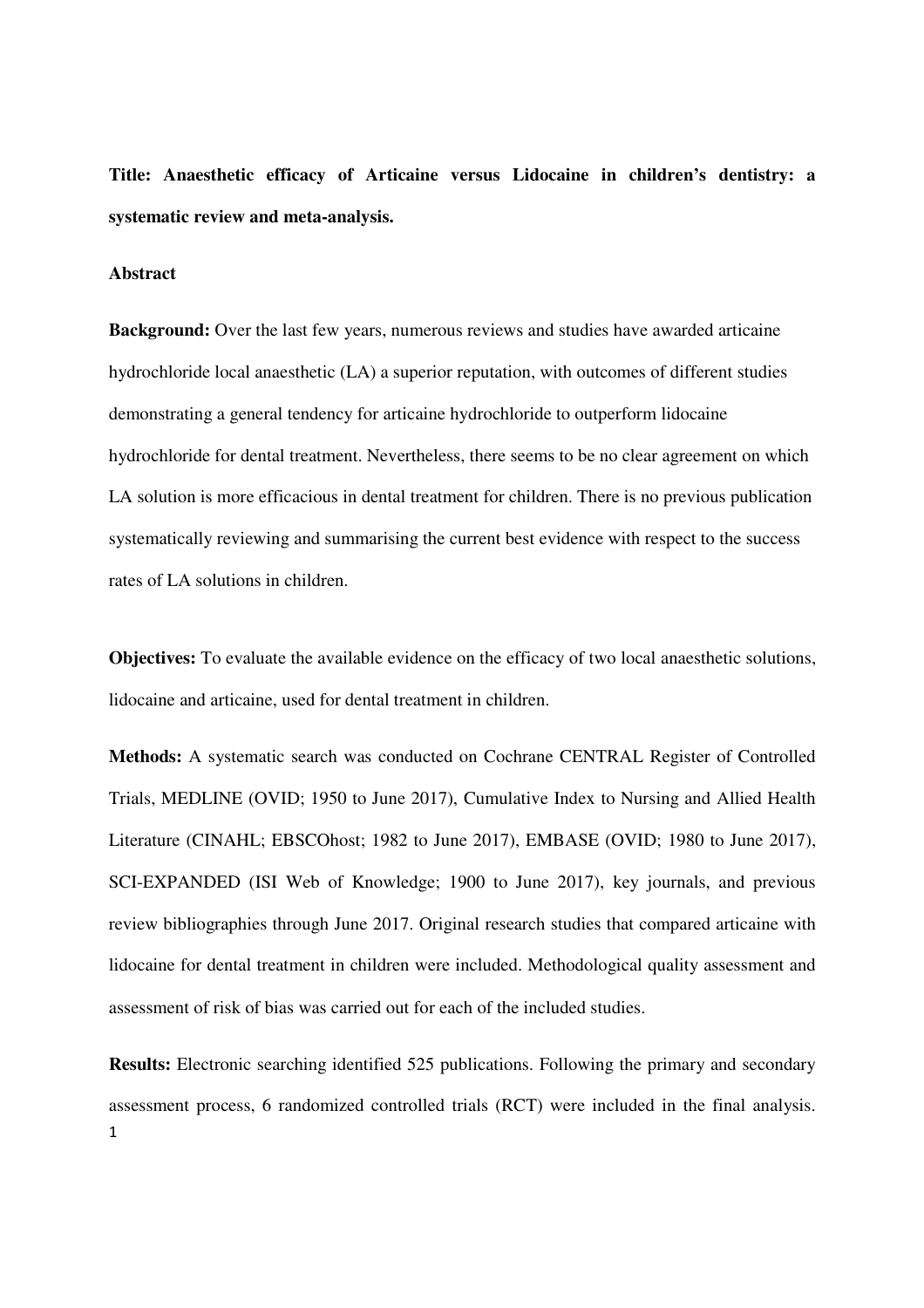**Title: Anaesthetic efficacy of Articaine versus Lidocaine in children's dentistry: a systematic review and meta-analysis.**

**Abstract**

**Background:** Over the last few years, numerous reviews and studies have awarded articaine hydrochloride local anaesthetic (LA) a superior reputation, with outcomes of different studies demonstrating a general tendency for articaine hydrochloride to outperform lidocaine hydrochloride for dental treatment. Nevertheless, there seems to be no clear agreement on which LA solution is more efficacious in dental treatment for children. There is no previous publication systematically reviewing and summarising the current best evidence with respect to the success rates of LA solutions in children.

**Objectives:** To evaluate the available evidence on the efficacy of two local anaesthetic solutions, lidocaine and articaine, used for dental treatment in children.

**Methods:** A systematic search was conducted on Cochrane CENTRAL Register of Controlled Trials, MEDLINE (OVID; 1950 to June 2017), Cumulative Index to Nursing and Allied Health Literature (CINAHL; EBSCOhost; 1982 to June 2017), EMBASE (OVID; 1980 to June 2017), SCI-EXPANDED (ISI Web of Knowledge; 1900 to June 2017), key journals, and previous review bibliographies through June 2017. Original research studies that compared articaine with lidocaine for dental treatment in children were included. Methodological quality assessment and assessment of risk of bias was carried out for each of the included studies.

**Results:** Electronic searching identified 525 publications. Following the primary and secondary assessment process, 6 randomized controlled trials (RCT) were included in the final analysis.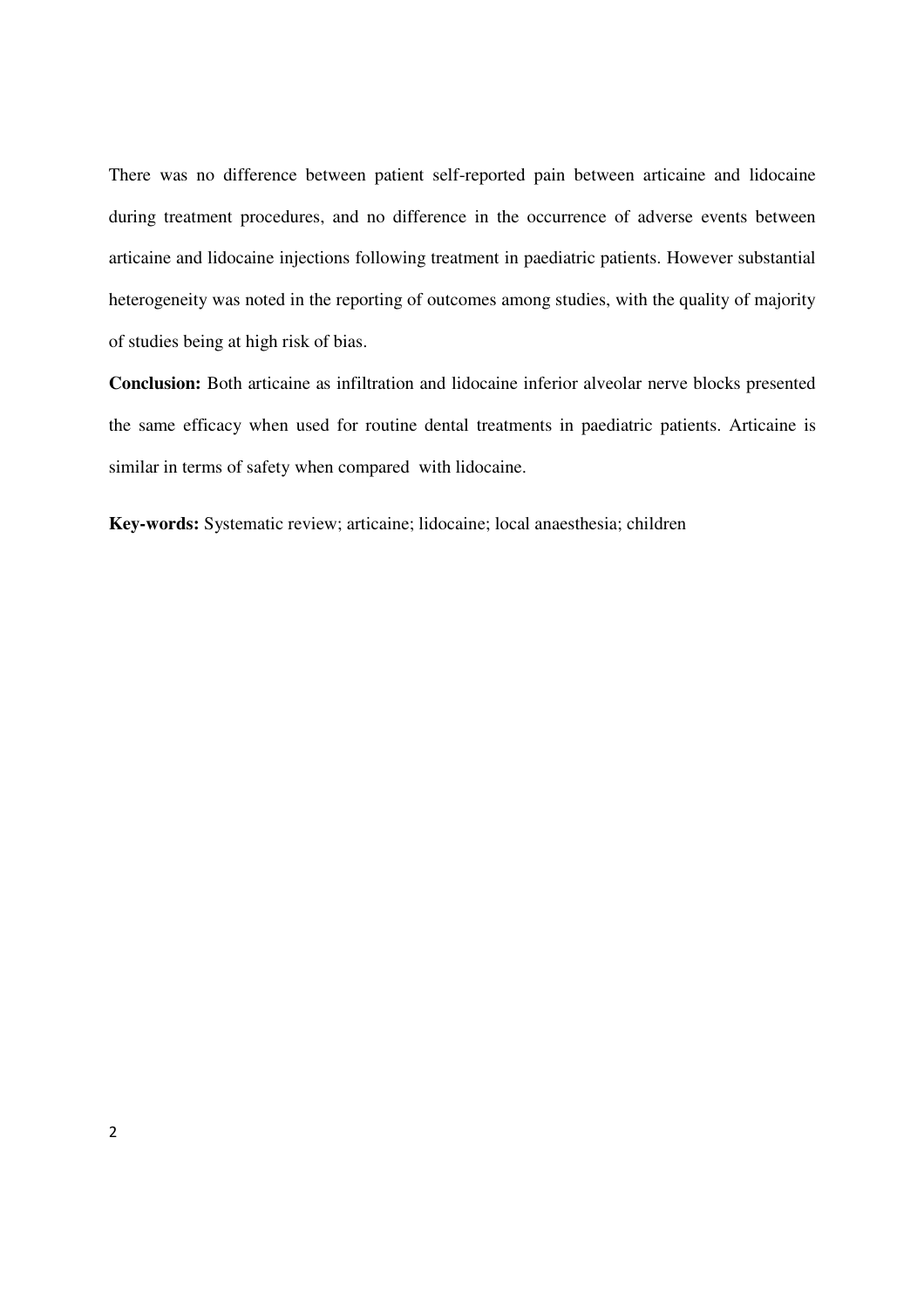There was no difference between patient self-reported pain between articaine and lidocaine during treatment procedures, and no difference in the occurrence of adverse events between articaine and lidocaine injections following treatment in paediatric patients. However substantial heterogeneity was noted in the reporting of outcomes among studies, with the quality of majority of studies being at high risk of bias.

**Conclusion:** Both articaine as infiltration and lidocaine inferior alveolar nerve blocks presented the same efficacy when used for routine dental treatments in paediatric patients. Articaine is similar in terms of safety when compared with lidocaine.

**Key-words:** Systematic review; articaine; lidocaine; local anaesthesia; children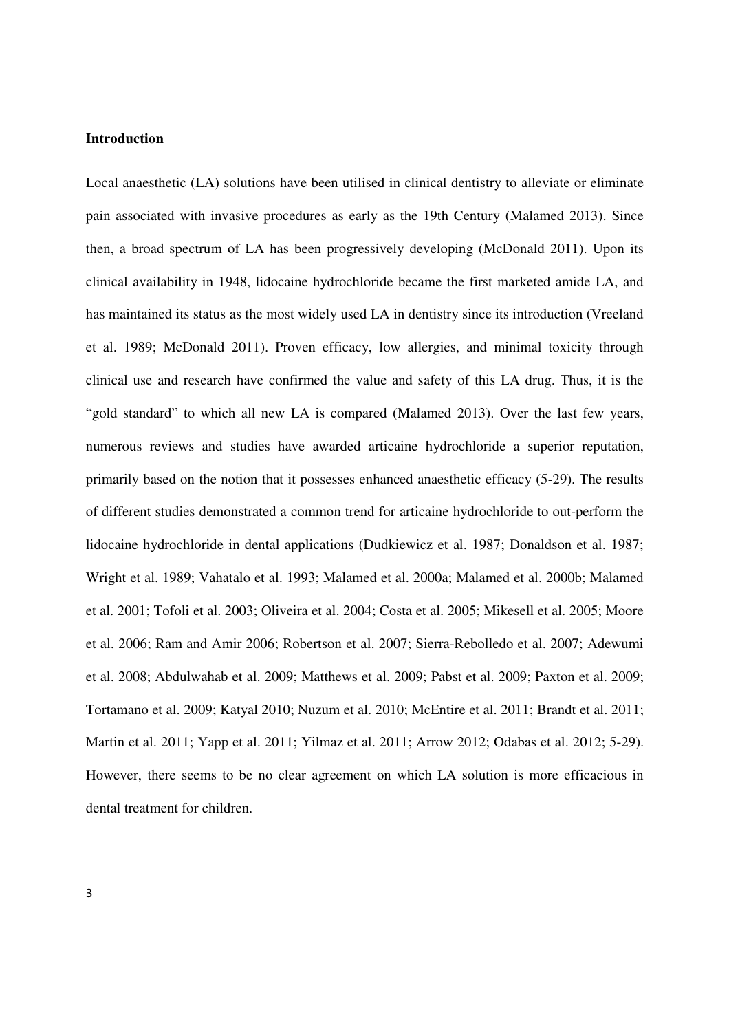## Introduction

Local anaesthetic (LA) solutions have been utilised in clinical dentistry to alleviate or eliminate pain associated with invasive procedures as early as the 19th Century (Malamed 2013). Since then, a broad spectrum of LA has been progressively developing (McDonald 2011). Upon its clinical availability in 1948, lidocaine hydrochloride became the first marketed amide LA, and has maintained its status as the most widely used LA in dentistry since its introduction (Vreeland et al. 1989; McDonald 2011). Proven efficacy, low allergies, and minimal toxicity through clinical use and research have confirmed the value and safety of this LA drug. Thus, it is the "gold standard" to which all new LA is compared (Malamed 2013). Over the last few years, numerous reviews and studies have awarded articaine hydrochloride a superior reputation, primarily based on the notion that it possesses enhanced anaesthetic efficacy (5-29). The results of different studies demonstrated a common trend for articaine hydrochloride to out-perform the lidocaine hydrochloride in dental applications (Dudkiewicz et al. 1987; Donaldson et al. 1987; Wright et al. 1989; Vahatalo et al. 1993; Malamed et al. 2000a; Malamed et al. 2000b; Malamed et al. 2001; Tofoli et al. 2003; Oliveira et al. 2004; Costa et al. 2005; Mikesell et al. 2005; Moore et al. 2006; Ram and Amir 2006; Robertson et al. 2007; Sierra-Rebolledo et al. 2007; Adewumi et al. 2008; Abdulwahab et al. 2009; Matthews et al. 2009; Pabst et al. 2009; Paxton et al. 2009; Tortamano et al. 2009; Katyal 2010; Nuzum et al. 2010; McEntire et al. 2011; Brandt et al. 2011; Martin et al. 2011; Yapp et al. 2011; Yilmaz et al. 2011; Arrow 2012; Odabas et al. 2012; 5-29). However, there seems to be no clear agreement on which LA solution is more efficacious in dental treatment for children.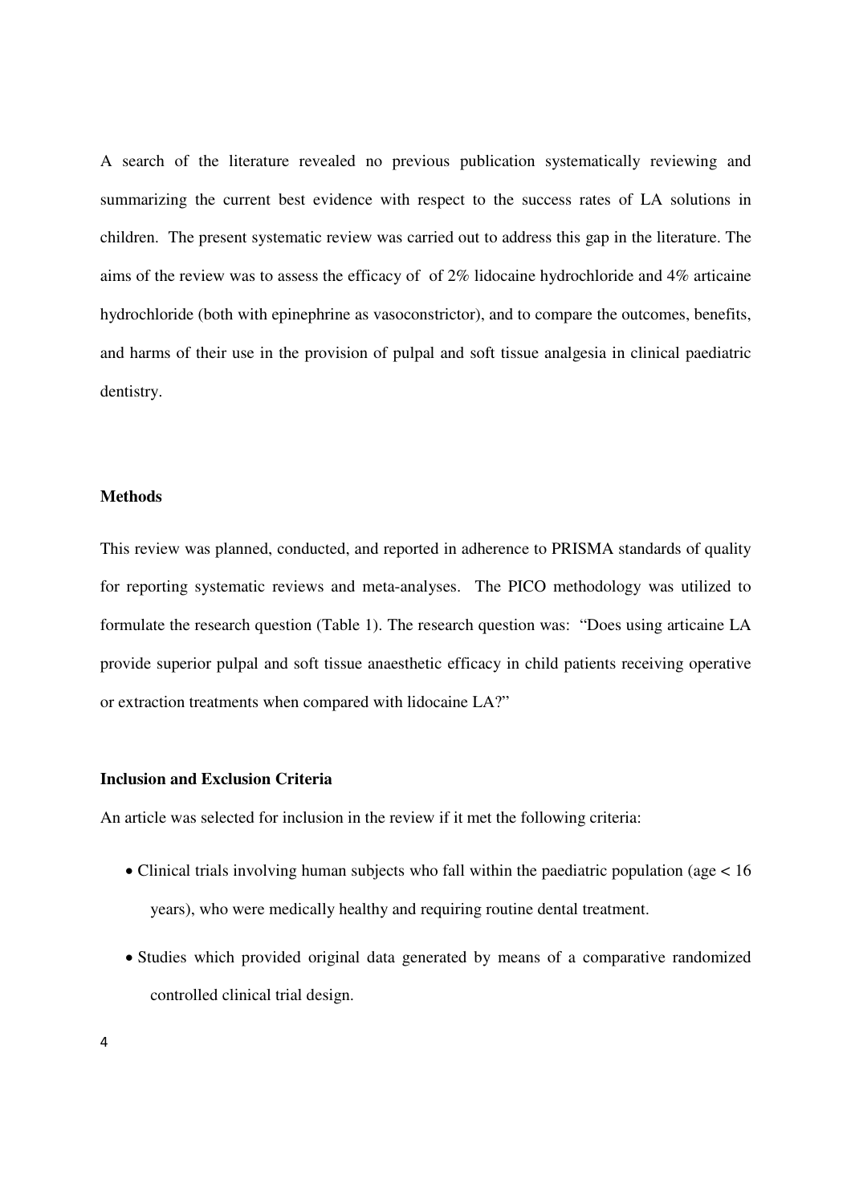A search of the literature revealed no previous publication systematically reviewing and summarizing the current best evidence with respect to the success rates of LA solutions in children. The present systematic review was carried out to address this gap in the literature. The aims of the review was to assess the efficacy of of 2% lidocaine hydrochloride and 4% articaine hydrochloride (both with epinephrine as vasoconstrictor), and to compare the outcomes, benefits, and harms of their use in the provision of pulpal and soft tissue analgesia in clinical paediatric dentistry.

**Methods**

This review was planned, conducted, and reported in adherence to PRISMA standards of quality for reporting systematic reviews and meta-analyses. The PICO methodology was utilized to formulate the research question (Table 1). The research question was: "Does using articaine LA provide superior pulpal and soft tissue anaesthetic efficacy in child patients receiving operative or extraction treatments when compared with lidocaine LA?"

**Inclusion and Exclusion Criteria**

An article was selected for inclusion in the review if it met the following criteria:

- Clinical trials involving human subjects who fall within the paediatric population (age < 16 years), who were medically healthy and requiring routine dental treatment.
- Studies which provided original data generated by means of a comparative randomized controlled clinical trial design.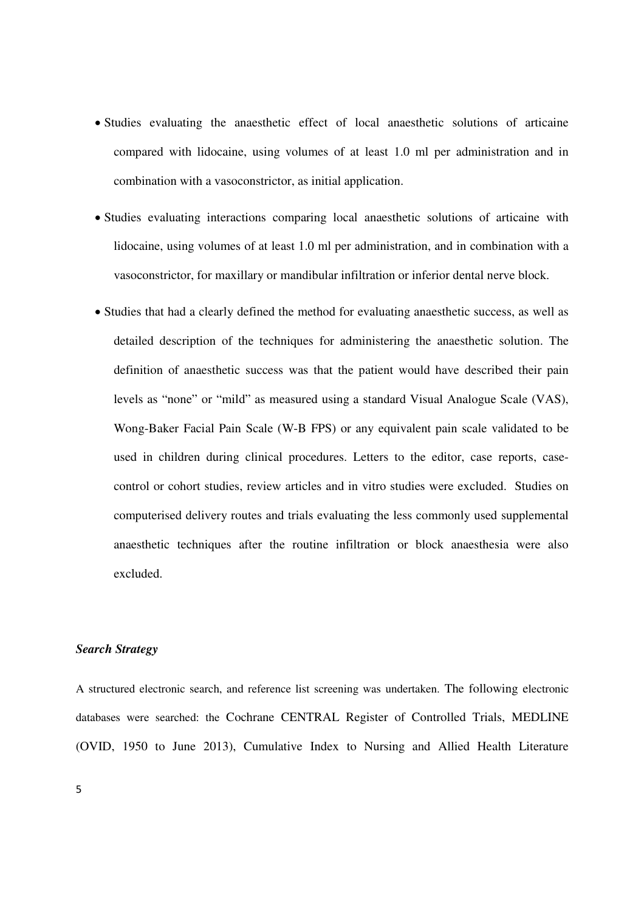- Studies evaluating the anaesthetic effect of local anaesthetic solutions of articaine compared with lidocaine, using volumes of at least 1.0 ml per administration and in combination with a vasoconstrictor, as initial application.
- Studies evaluating interactions comparing local anaesthetic solutions of articaine with lidocaine, using volumes of at least 1.0 ml per administration, and in combination with a vasoconstrictor, for maxillary or mandibular infiltration or inferior dental nerve block.
- Studies that had a clearly defined the method for evaluating anaesthetic success, as well as detailed description of the techniques for administering the anaesthetic solution. The definition of anaesthetic success was that the patient would have described their pain levels as "none" or "mild" as measured using a standard Visual Analogue Scale (VAS), Wong-Baker Facial Pain Scale (W-B FPS) or any equivalent pain scale validated to be used in children during clinical procedures. Letters to the editor, case reports, case-control or cohort studies, review articles and in vitro studies were excluded. Studies on computerised delivery routes and trials evaluating the less commonly used supplemental anaesthetic techniques after the routine infiltration or block anaesthesia were also excluded.

***Search Strategy***

A structured electronic search, and reference list screening was undertaken. The following electronic databases were searched: the Cochrane CENTRAL Register of Controlled Trials, MEDLINE (OVID, 1950 to June 2013), Cumulative Index to Nursing and Allied Health Literature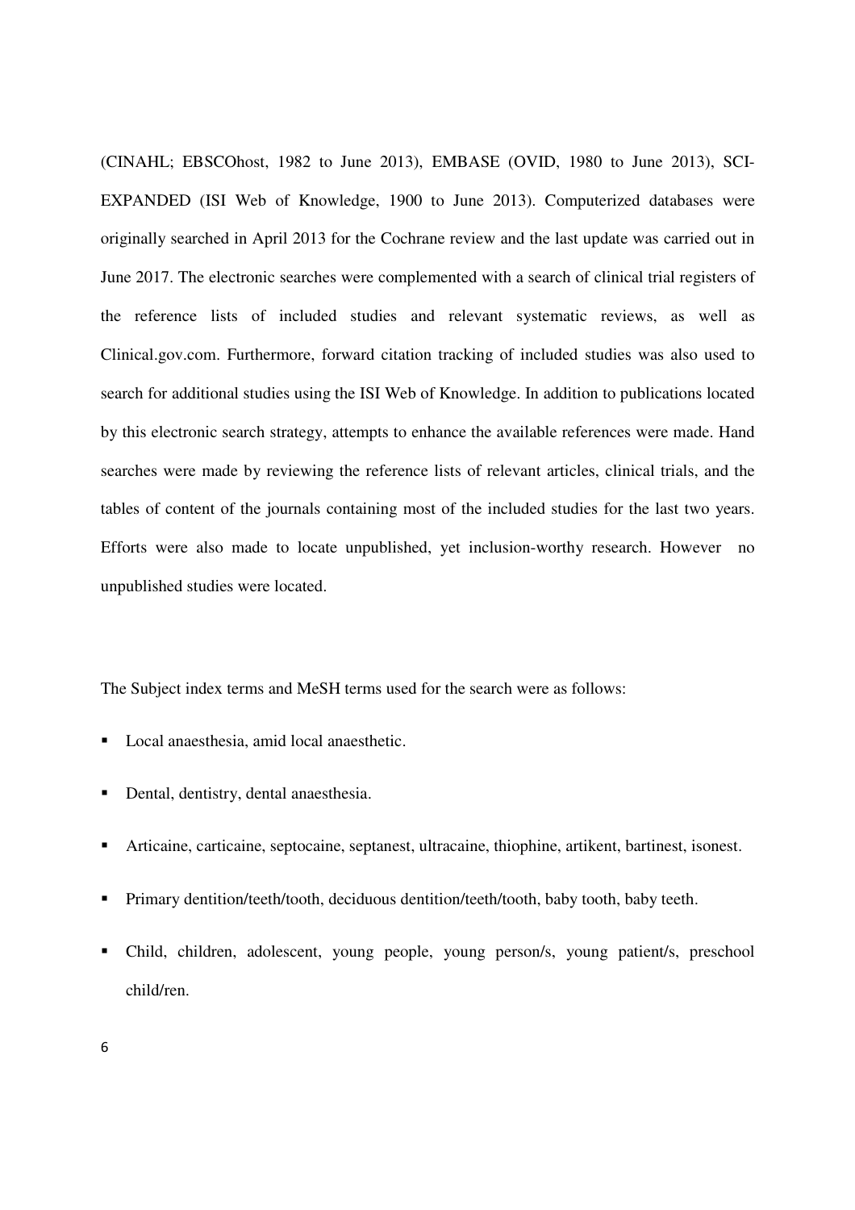(CINAHL; EBSCOhost, 1982 to June 2013), EMBASE (OVID, 1980 to June 2013), SCI-EXPANDED (ISI Web of Knowledge, 1900 to June 2013). Computerized databases were originally searched in April 2013 for the Cochrane review and the last update was carried out in June 2017. The electronic searches were complemented with a search of clinical trial registers of the reference lists of included studies and relevant systematic reviews, as well as Clinical.gov.com. Furthermore, forward citation tracking of included studies was also used to search for additional studies using the ISI Web of Knowledge. In addition to publications located by this electronic search strategy, attempts to enhance the available references were made. Hand searches were made by reviewing the reference lists of relevant articles, clinical trials, and the tables of content of the journals containing most of the included studies for the last two years. Efforts were also made to locate unpublished, yet inclusion-worthy research. However no unpublished studies were located.

The Subject index terms and MeSH terms used for the search were as follows:

- Local anaesthesia, amid local anaesthetic.
- Dental, dentistry, dental anaesthesia.
- Articaine, carticaine, septocaine, septanest, ultracaine, thiophine, artikent, bartinest, isonest.
- Primary dentition/teeth/tooth, deciduous dentition/teeth/tooth, baby tooth, baby teeth.
- Child, children, adolescent, young people, young person/s, young patient/s, preschool child/ren.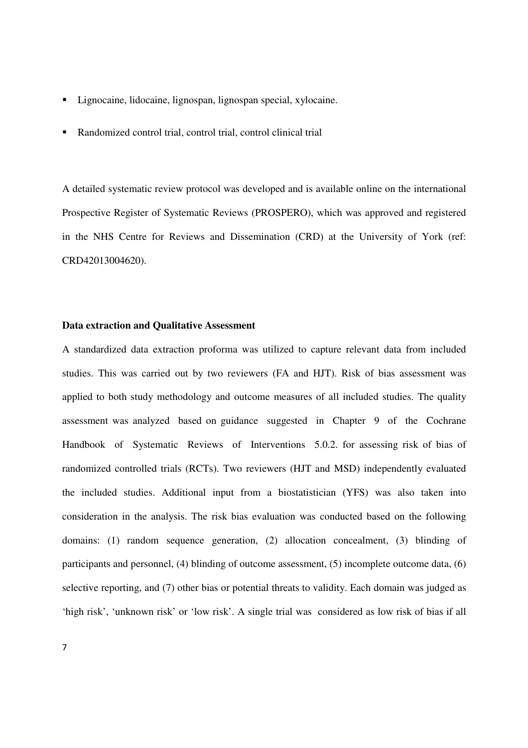- Lignocaine, lidocaine, lignospan, lignospan special, xylocaine.
- Randomized control trial, control trial, control clinical trial

A detailed systematic review protocol was developed and is available online on the international Prospective Register of Systematic Reviews (PROSPERO), which was approved and registered in the NHS Centre for Reviews and Dissemination (CRD) at the University of York (ref: CRD42013004620).

**Data extraction and Qualitative Assessment**

A standardized data extraction proforma was utilized to capture relevant data from included studies. This was carried out by two reviewers (FA and HJT). Risk of bias assessment was applied to both study methodology and outcome measures of all included studies. The quality assessment was analyzed based on guidance suggested in Chapter 9 of the Cochrane Handbook of Systematic Reviews of Interventions 5.0.2. for assessing risk of bias of randomized controlled trials (RCTs). Two reviewers (HJT and MSD) independently evaluated the included studies. Additional input from a biostatistician (YFS) was also taken into consideration in the analysis. The risk bias evaluation was conducted based on the following domains: (1) random sequence generation, (2) allocation concealment, (3) blinding of participants and personnel, (4) blinding of outcome assessment, (5) incomplete outcome data, (6) selective reporting, and (7) other bias or potential threats to validity. Each domain was judged as 'high risk', 'unknown risk' or 'low risk'. A single trial was considered as low risk of bias if all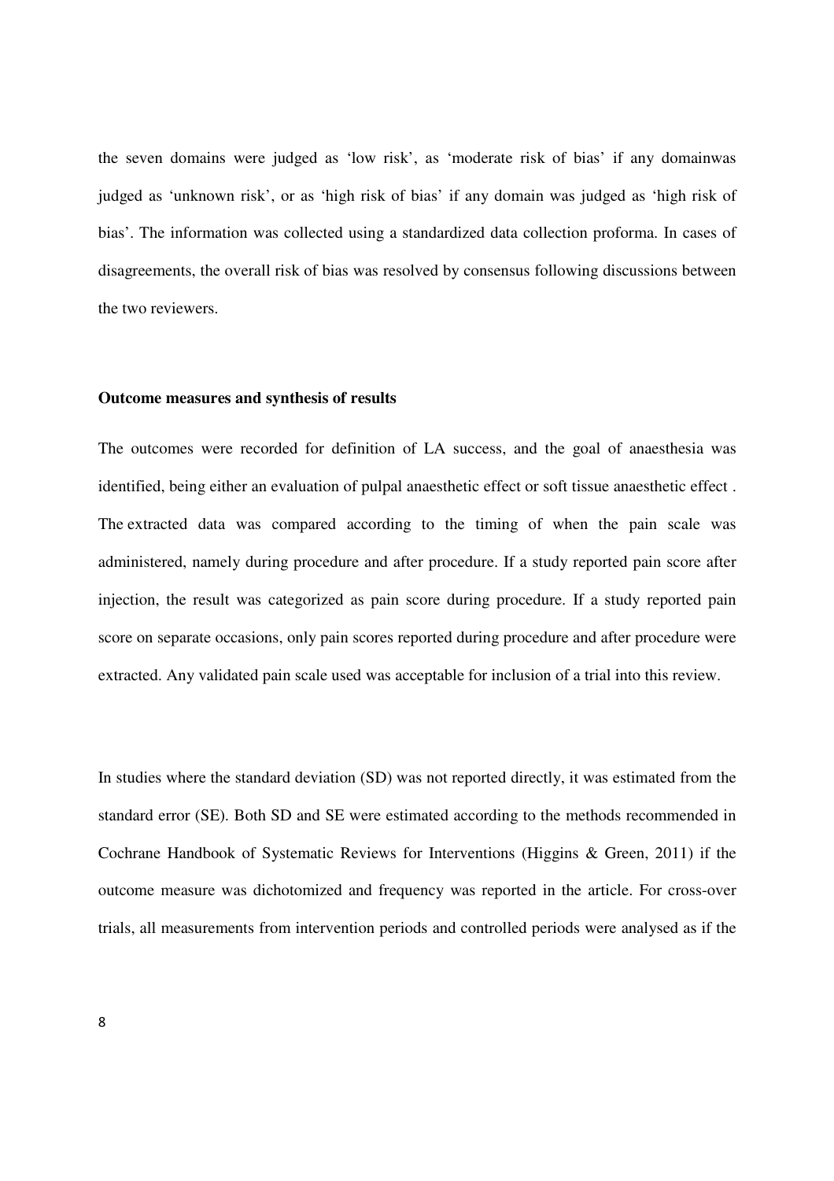the seven domains were judged as 'low risk', as 'moderate risk of bias' if any domainwas judged as 'unknown risk', or as 'high risk of bias' if any domain was judged as 'high risk of bias'. The information was collected using a standardized data collection proforma. In cases of disagreements, the overall risk of bias was resolved by consensus following discussions between the two reviewers.

**Outcome measures and synthesis of results**

The outcomes were recorded for definition of LA success, and the goal of anaesthesia was identified, being either an evaluation of pulpal anaesthetic effect or soft tissue anaesthetic effect . The extracted data was compared according to the timing of when the pain scale was administered, namely during procedure and after procedure. If a study reported pain score after injection, the result was categorized as pain score during procedure. If a study reported pain score on separate occasions, only pain scores reported during procedure and after procedure were extracted. Any validated pain scale used was acceptable for inclusion of a trial into this review.

In studies where the standard deviation (SD) was not reported directly, it was estimated from the standard error (SE). Both SD and SE were estimated according to the methods recommended in Cochrane Handbook of Systematic Reviews for Interventions (Higgins & Green, 2011) if the outcome measure was dichotomized and frequency was reported in the article. For cross-over trials, all measurements from intervention periods and controlled periods were analysed as if the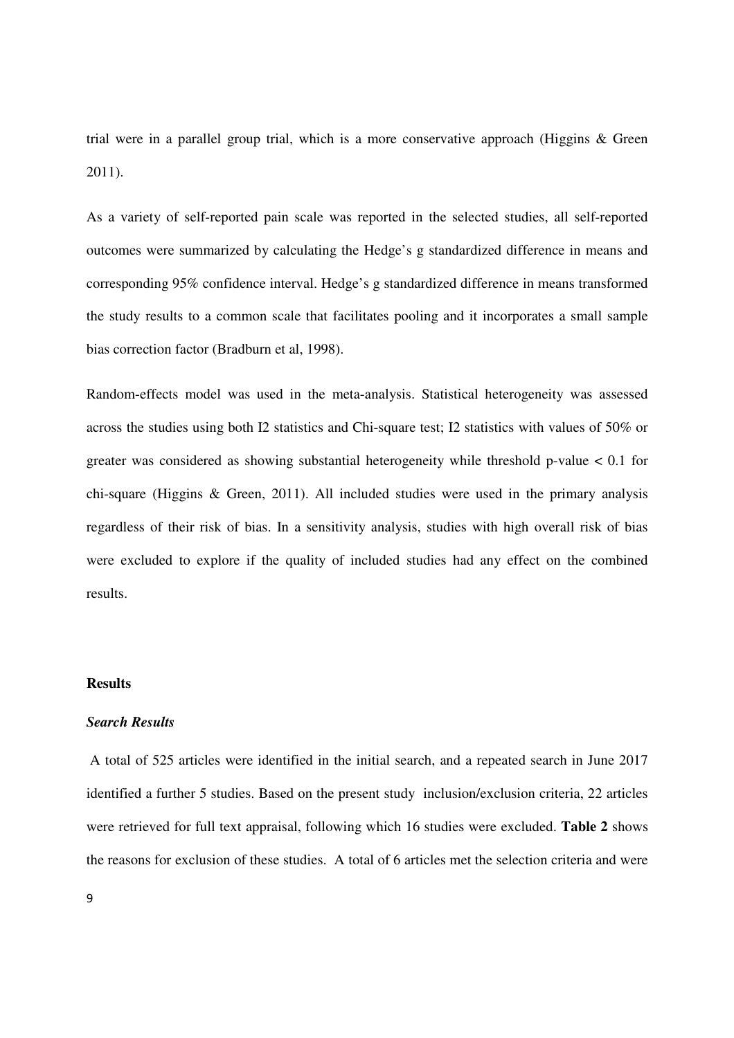trial were in a parallel group trial, which is a more conservative approach (Higgins & Green 2011).

As a variety of self-reported pain scale was reported in the selected studies, all self-reported outcomes were summarized by calculating the Hedge's g standardized difference in means and corresponding 95% confidence interval. Hedge's g standardized difference in means transformed the study results to a common scale that facilitates pooling and it incorporates a small sample bias correction factor (Bradburn et al, 1998).

Random-effects model was used in the meta-analysis. Statistical heterogeneity was assessed across the studies using both I2 statistics and Chi-square test; I2 statistics with values of 50% or greater was considered as showing substantial heterogeneity while threshold p-value $< 0.1$ for chi-square (Higgins & Green, 2011). All included studies were used in the primary analysis regardless of their risk of bias. In a sensitivity analysis, studies with high overall risk of bias were excluded to explore if the quality of included studies had any effect on the combined results.

## Results

### *Search Results*

A total of 525 articles were identified in the initial search, and a repeated search in June 2017 identified a further 5 studies. Based on the present study inclusion/exclusion criteria, 22 articles were retrieved for full text appraisal, following which 16 studies were excluded. **Table 2** shows the reasons for exclusion of these studies. A total of 6 articles met the selection criteria and were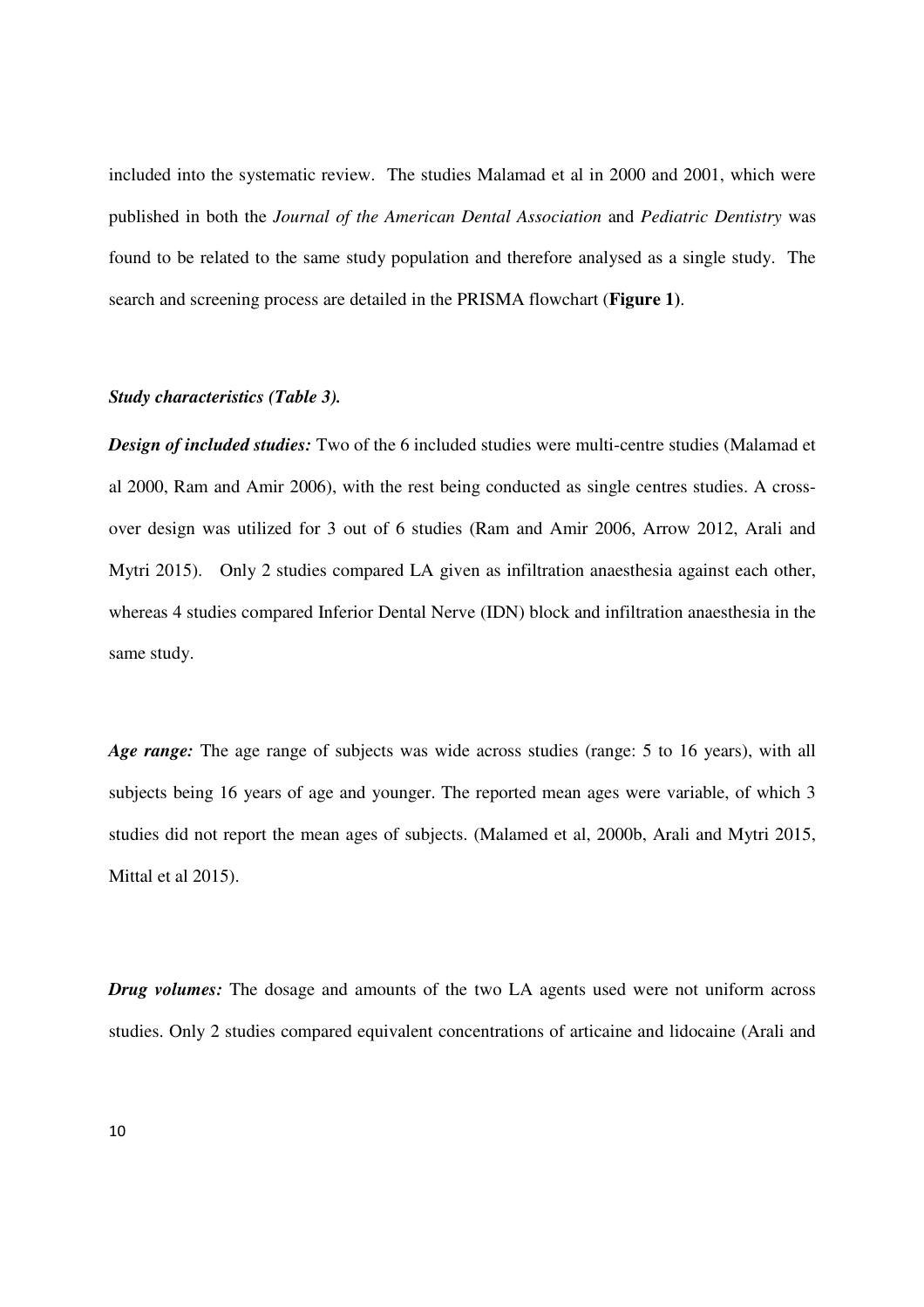included into the systematic review. The studies Malamad et al in 2000 and 2001, which were published in both the *Journal of the American Dental Association* and *Pediatric Dentistry* was found to be related to the same study population and therefore analysed as a single study. The search and screening process are detailed in the PRISMA flowchart (**Figure 1**).

***Study characteristics (Table 3).***

***Design of included studies:*** Two of the 6 included studies were multi-centre studies (Malamad et al 2000, Ram and Amir 2006), with the rest being conducted as single centres studies. A cross-over design was utilized for 3 out of 6 studies (Ram and Amir 2006, Arrow 2012, Arali and Mytri 2015). Only 2 studies compared LA given as infiltration anaesthesia against each other, whereas 4 studies compared Inferior Dental Nerve (IDN) block and infiltration anaesthesia in the same study.

***Age range:*** The age range of subjects was wide across studies (range: 5 to 16 years), with all subjects being 16 years of age and younger. The reported mean ages were variable, of which 3 studies did not report the mean ages of subjects. (Malamed et al, 2000b, Arali and Mytri 2015, Mittal et al 2015).

***Drug volumes:*** The dosage and amounts of the two LA agents used were not uniform across studies. Only 2 studies compared equivalent concentrations of articaine and lidocaine (Arali and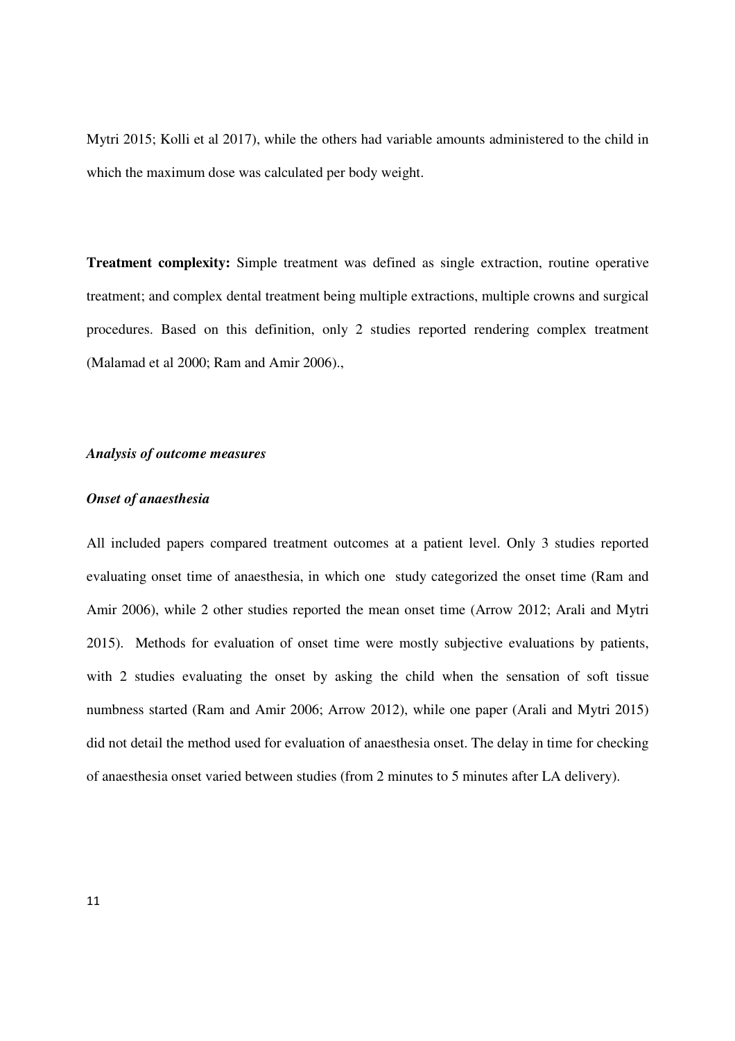Mytri 2015; Kolli et al 2017), while the others had variable amounts administered to the child in which the maximum dose was calculated per body weight.

**Treatment complexity:** Simple treatment was defined as single extraction, routine operative treatment; and complex dental treatment being multiple extractions, multiple crowns and surgical procedures. Based on this definition, only 2 studies reported rendering complex treatment (Malamad et al 2000; Ram and Amir 2006).,

***Analysis of outcome measures***

***Onset of anaesthesia***

All included papers compared treatment outcomes at a patient level. Only 3 studies reported evaluating onset time of anaesthesia, in which one study categorized the onset time (Ram and Amir 2006), while 2 other studies reported the mean onset time (Arrow 2012; Arali and Mytri 2015). Methods for evaluation of onset time were mostly subjective evaluations by patients, with 2 studies evaluating the onset by asking the child when the sensation of soft tissue numbness started (Ram and Amir 2006; Arrow 2012), while one paper (Arali and Mytri 2015) did not detail the method used for evaluation of anaesthesia onset. The delay in time for checking of anaesthesia onset varied between studies (from 2 minutes to 5 minutes after LA delivery).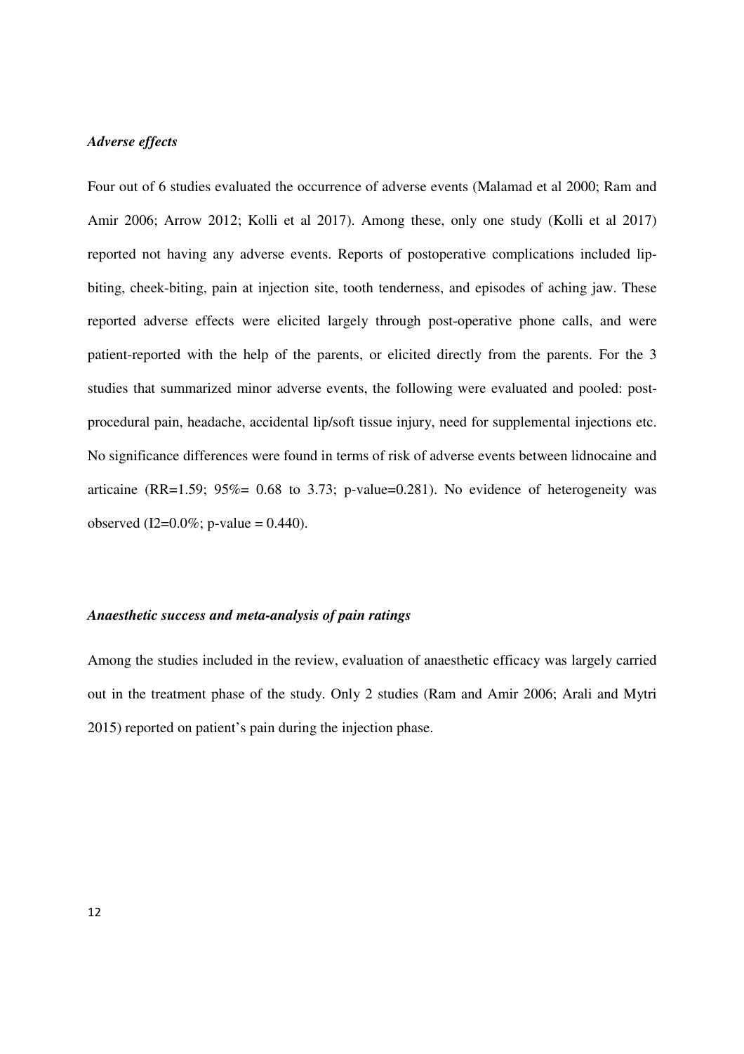### *Adverse effects*

Four out of 6 studies evaluated the occurrence of adverse events (Malamad et al 2000; Ram and Amir 2006; Arrow 2012; Kolli et al 2017). Among these, only one study (Kolli et al 2017) reported not having any adverse events. Reports of postoperative complications included lip-biting, cheek-biting, pain at injection site, tooth tenderness, and episodes of aching jaw. These reported adverse effects were elicited largely through post-operative phone calls, and were patient-reported with the help of the parents, or elicited directly from the parents. For the 3 studies that summarized minor adverse events, the following were evaluated and pooled: post-procedural pain, headache, accidental lip/soft tissue injury, need for supplemental injections etc. No significance differences were found in terms of risk of adverse events between lidnocaine and articaine (RR=1.59; 95%= 0.68 to 3.73; p-value=0.281). No evidence of heterogeneity was observed ($I2$=0.0%; p-value = 0.440).

### *Anaesthetic success and meta-analysis of pain ratings*

Among the studies included in the review, evaluation of anaesthetic efficacy was largely carried out in the treatment phase of the study. Only 2 studies (Ram and Amir 2006; Arali and Mytri 2015) reported on patient's pain during the injection phase.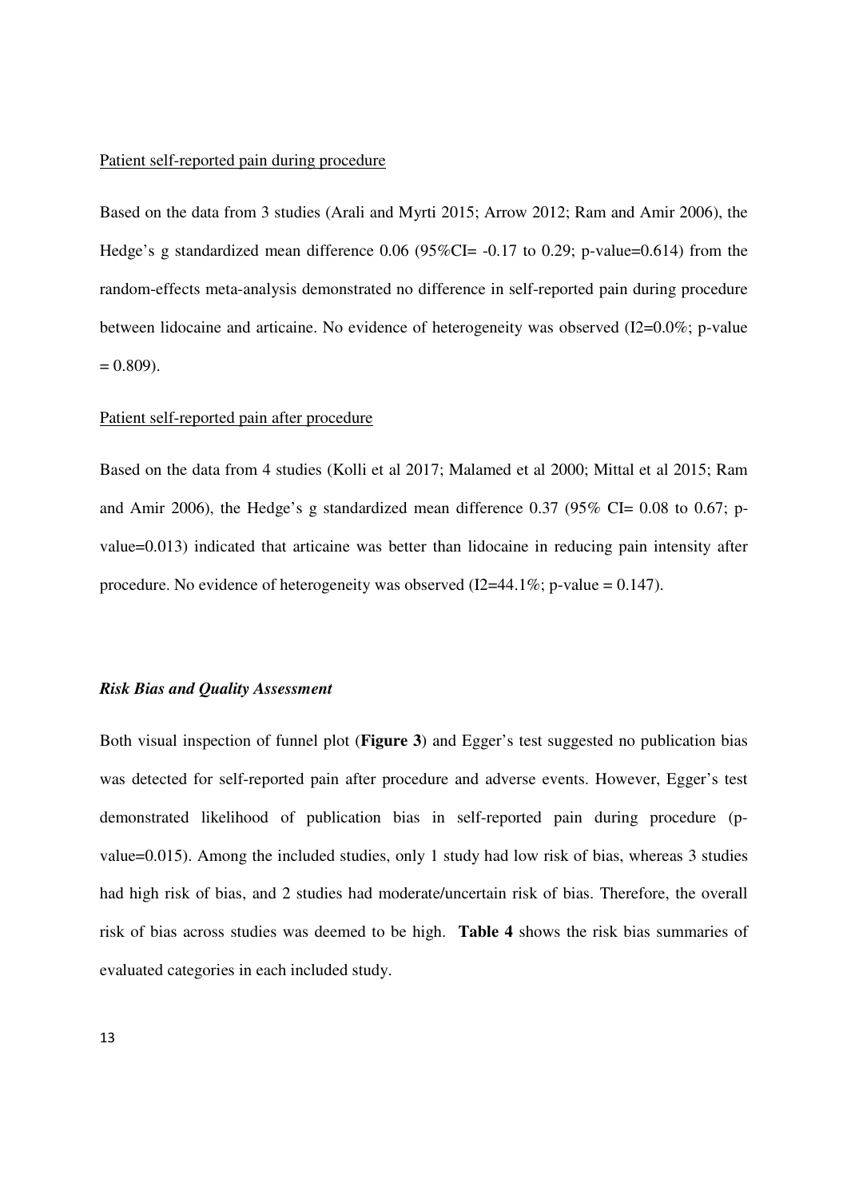Patient self-reported pain during procedure

Based on the data from 3 studies (Arali and Myrti 2015; Arrow 2012; Ram and Amir 2006), the Hedge's g standardized mean difference 0.06 (95%CI= -0.17 to 0.29; p-value=0.614) from the random-effects meta-analysis demonstrated no difference in self-reported pain during procedure between lidocaine and articaine. No evidence of heterogeneity was observed (I2=0.0%; p-value = 0.809).

Patient self-reported pain after procedure

Based on the data from 4 studies (Kolli et al 2017; Malamed et al 2000; Mittal et al 2015; Ram and Amir 2006), the Hedge's g standardized mean difference 0.37 (95% CI= 0.08 to 0.67; p-value=0.013) indicated that articaine was better than lidocaine in reducing pain intensity after procedure. No evidence of heterogeneity was observed (I2=44.1%; p-value = 0.147).

### *Risk Bias and Quality Assessment*

Both visual inspection of funnel plot (**Figure 3**) and Egger's test suggested no publication bias was detected for self-reported pain after procedure and adverse events. However, Egger's test demonstrated likelihood of publication bias in self-reported pain during procedure (p-value=0.015). Among the included studies, only 1 study had low risk of bias, whereas 3 studies had high risk of bias, and 2 studies had moderate/uncertain risk of bias. Therefore, the overall risk of bias across studies was deemed to be high. **Table 4** shows the risk bias summaries of evaluated categories in each included study.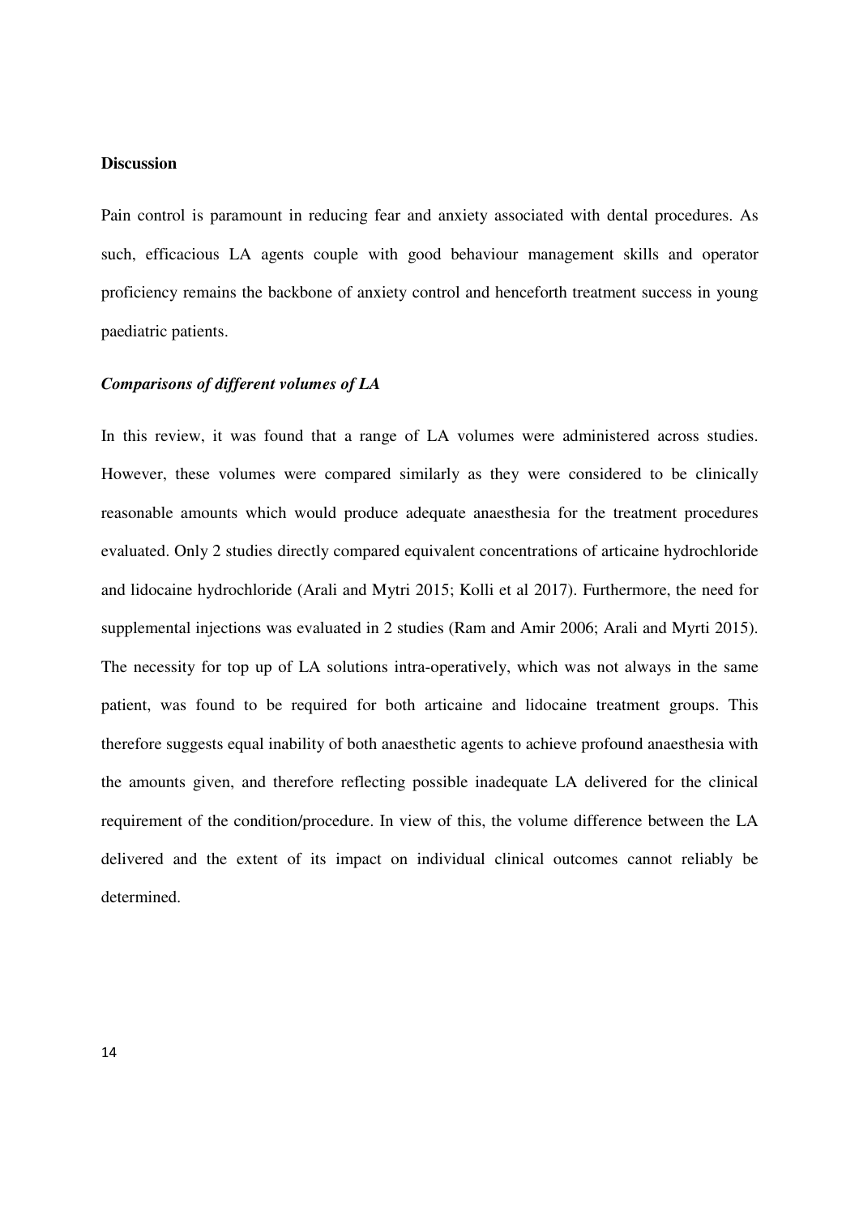**Discussion**

Pain control is paramount in reducing fear and anxiety associated with dental procedures. As such, efficacious LA agents couple with good behaviour management skills and operator proficiency remains the backbone of anxiety control and henceforth treatment success in young paediatric patients.

***Comparisons of different volumes of LA***

In this review, it was found that a range of LA volumes were administered across studies. However, these volumes were compared similarly as they were considered to be clinically reasonable amounts which would produce adequate anaesthesia for the treatment procedures evaluated. Only 2 studies directly compared equivalent concentrations of articaine hydrochloride and lidocaine hydrochloride (Arali and Mytri 2015; Kolli et al 2017). Furthermore, the need for supplemental injections was evaluated in 2 studies (Ram and Amir 2006; Arali and Myrti 2015). The necessity for top up of LA solutions intra-operatively, which was not always in the same patient, was found to be required for both articaine and lidocaine treatment groups. This therefore suggests equal inability of both anaesthetic agents to achieve profound anaesthesia with the amounts given, and therefore reflecting possible inadequate LA delivered for the clinical requirement of the condition/procedure. In view of this, the volume difference between the LA delivered and the extent of its impact on individual clinical outcomes cannot reliably be determined.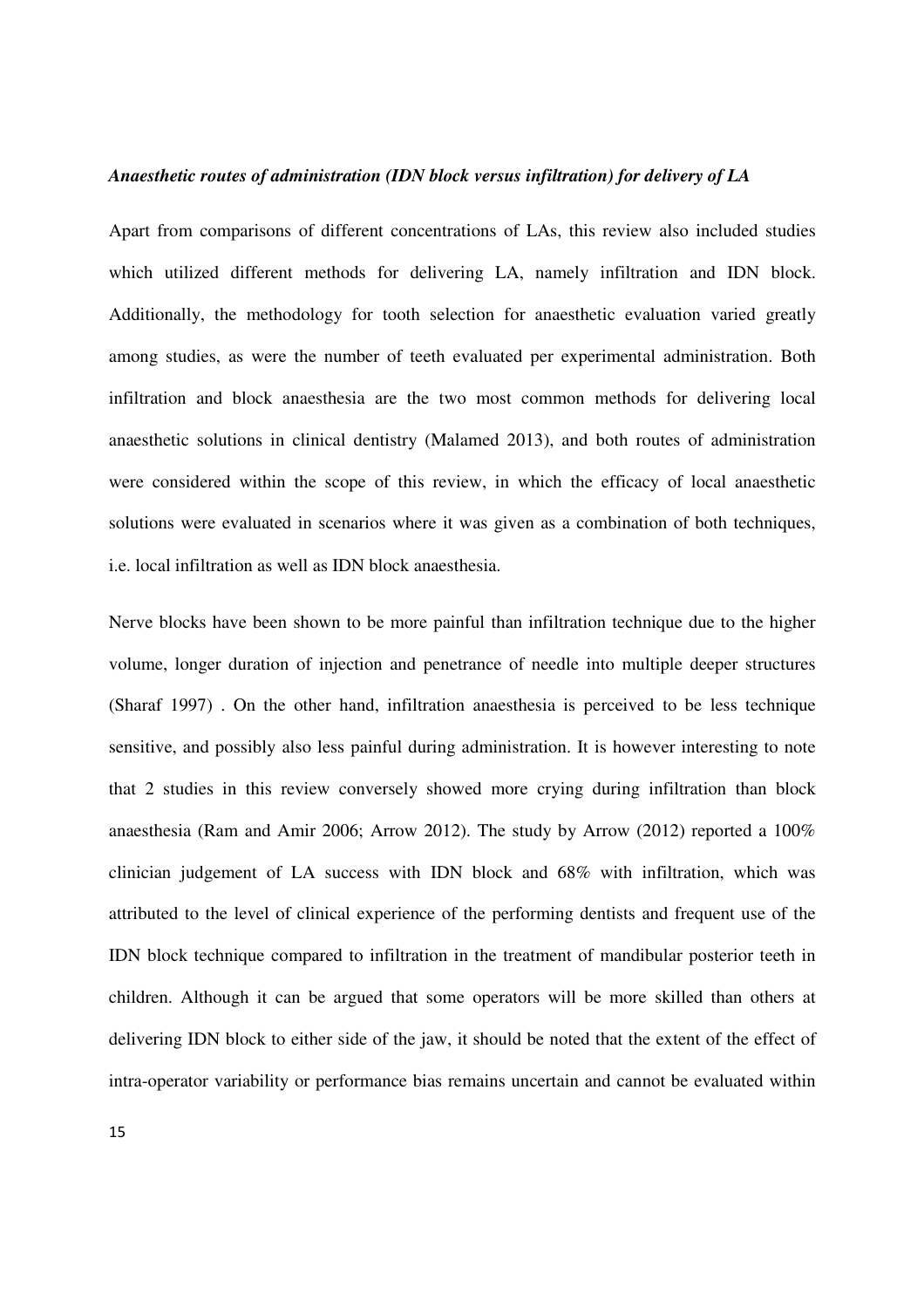***Anaesthetic routes of administration (IDN block versus infiltration) for delivery of LA***

Apart from comparisons of different concentrations of LAs, this review also included studies which utilized different methods for delivering LA, namely infiltration and IDN block. Additionally, the methodology for tooth selection for anaesthetic evaluation varied greatly among studies, as were the number of teeth evaluated per experimental administration. Both infiltration and block anaesthesia are the two most common methods for delivering local anaesthetic solutions in clinical dentistry (Malamed 2013), and both routes of administration were considered within the scope of this review, in which the efficacy of local anaesthetic solutions were evaluated in scenarios where it was given as a combination of both techniques, i.e. local infiltration as well as IDN block anaesthesia.

Nerve blocks have been shown to be more painful than infiltration technique due to the higher volume, longer duration of injection and penetrance of needle into multiple deeper structures (Sharaf 1997) . On the other hand, infiltration anaesthesia is perceived to be less technique sensitive, and possibly also less painful during administration. It is however interesting to note that 2 studies in this review conversely showed more crying during infiltration than block anaesthesia (Ram and Amir 2006; Arrow 2012). The study by Arrow (2012) reported a 100% clinician judgement of LA success with IDN block and 68% with infiltration, which was attributed to the level of clinical experience of the performing dentists and frequent use of the IDN block technique compared to infiltration in the treatment of mandibular posterior teeth in children. Although it can be argued that some operators will be more skilled than others at delivering IDN block to either side of the jaw, it should be noted that the extent of the effect of intra-operator variability or performance bias remains uncertain and cannot be evaluated within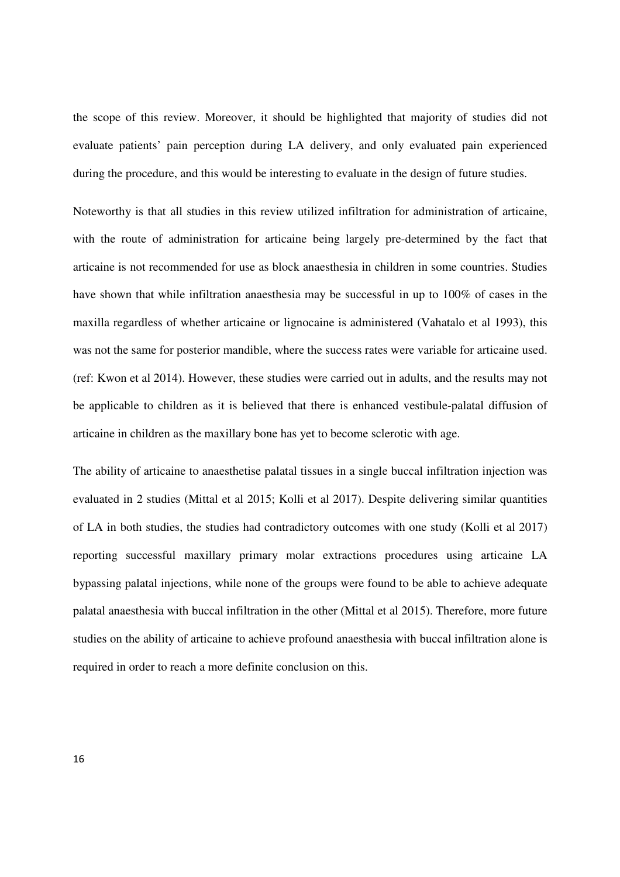the scope of this review. Moreover, it should be highlighted that majority of studies did not evaluate patients' pain perception during LA delivery, and only evaluated pain experienced during the procedure, and this would be interesting to evaluate in the design of future studies.

Noteworthy is that all studies in this review utilized infiltration for administration of articaine, with the route of administration for articaine being largely pre-determined by the fact that articaine is not recommended for use as block anaesthesia in children in some countries. Studies have shown that while infiltration anaesthesia may be successful in up to 100% of cases in the maxilla regardless of whether articaine or lignocaine is administered (Vahatalo et al 1993), this was not the same for posterior mandible, where the success rates were variable for articaine used. (ref: Kwon et al 2014). However, these studies were carried out in adults, and the results may not be applicable to children as it is believed that there is enhanced vestibule-palatal diffusion of articaine in children as the maxillary bone has yet to become sclerotic with age.

The ability of articaine to anaesthetise palatal tissues in a single buccal infiltration injection was evaluated in 2 studies (Mittal et al 2015; Kolli et al 2017). Despite delivering similar quantities of LA in both studies, the studies had contradictory outcomes with one study (Kolli et al 2017) reporting successful maxillary primary molar extractions procedures using articaine LA bypassing palatal injections, while none of the groups were found to be able to achieve adequate palatal anaesthesia with buccal infiltration in the other (Mittal et al 2015). Therefore, more future studies on the ability of articaine to achieve profound anaesthesia with buccal infiltration alone is required in order to reach a more definite conclusion on this.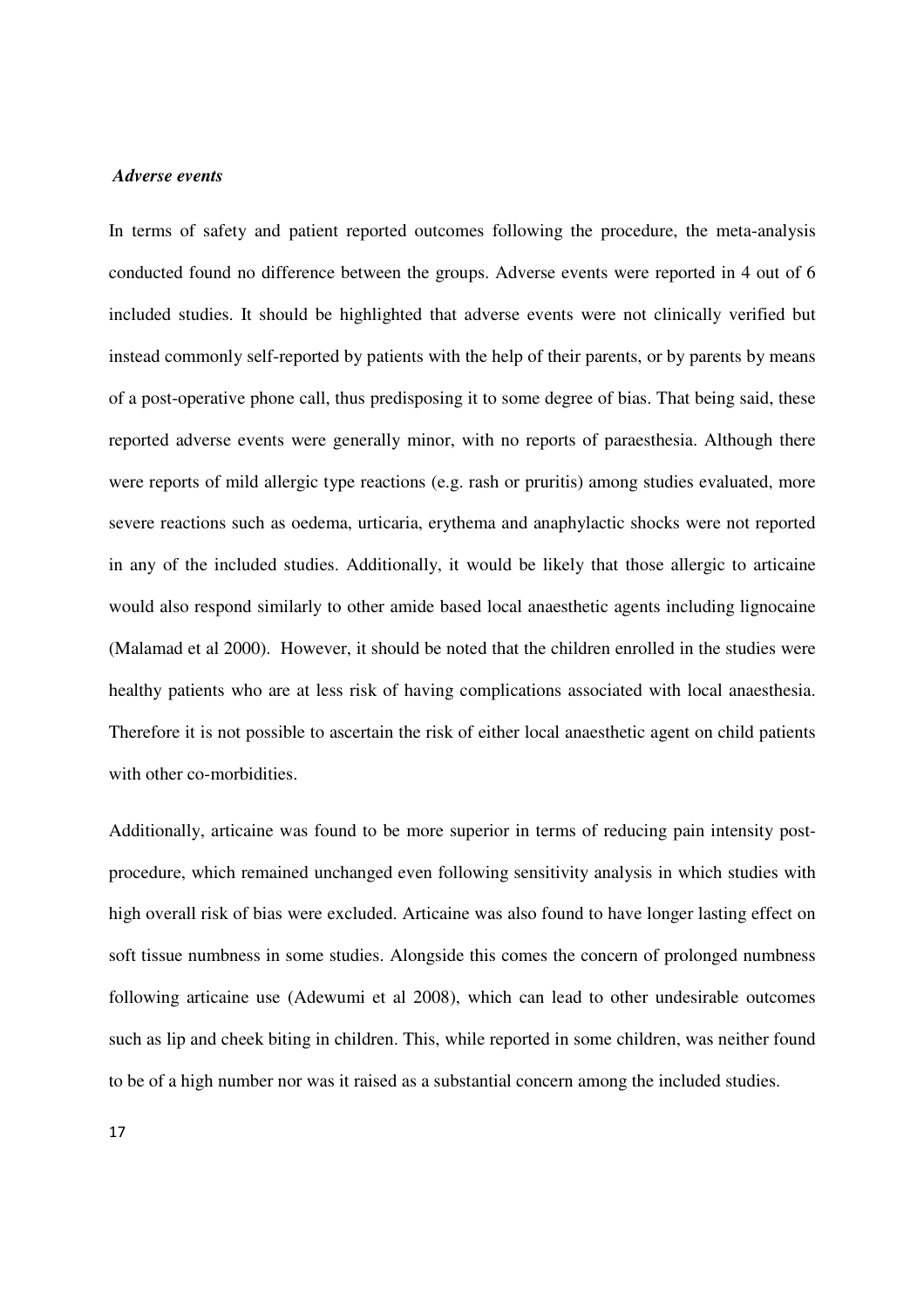### *Adverse events*

In terms of safety and patient reported outcomes following the procedure, the meta-analysis conducted found no difference between the groups. Adverse events were reported in 4 out of 6 included studies. It should be highlighted that adverse events were not clinically verified but instead commonly self-reported by patients with the help of their parents, or by parents by means of a post-operative phone call, thus predisposing it to some degree of bias. That being said, these reported adverse events were generally minor, with no reports of paraesthesia. Although there were reports of mild allergic type reactions (e.g. rash or pruritis) among studies evaluated, more severe reactions such as oedema, urticaria, erythema and anaphylactic shocks were not reported in any of the included studies. Additionally, it would be likely that those allergic to articaine would also respond similarly to other amide based local anaesthetic agents including lignocaine (Malamad et al 2000). However, it should be noted that the children enrolled in the studies were healthy patients who are at less risk of having complications associated with local anaesthesia. Therefore it is not possible to ascertain the risk of either local anaesthetic agent on child patients with other co-morbidities.

Additionally, articaine was found to be more superior in terms of reducing pain intensity post-procedure, which remained unchanged even following sensitivity analysis in which studies with high overall risk of bias were excluded. Articaine was also found to have longer lasting effect on soft tissue numbness in some studies. Alongside this comes the concern of prolonged numbness following articaine use (Adewumi et al 2008), which can lead to other undesirable outcomes such as lip and cheek biting in children. This, while reported in some children, was neither found to be of a high number nor was it raised as a substantial concern among the included studies.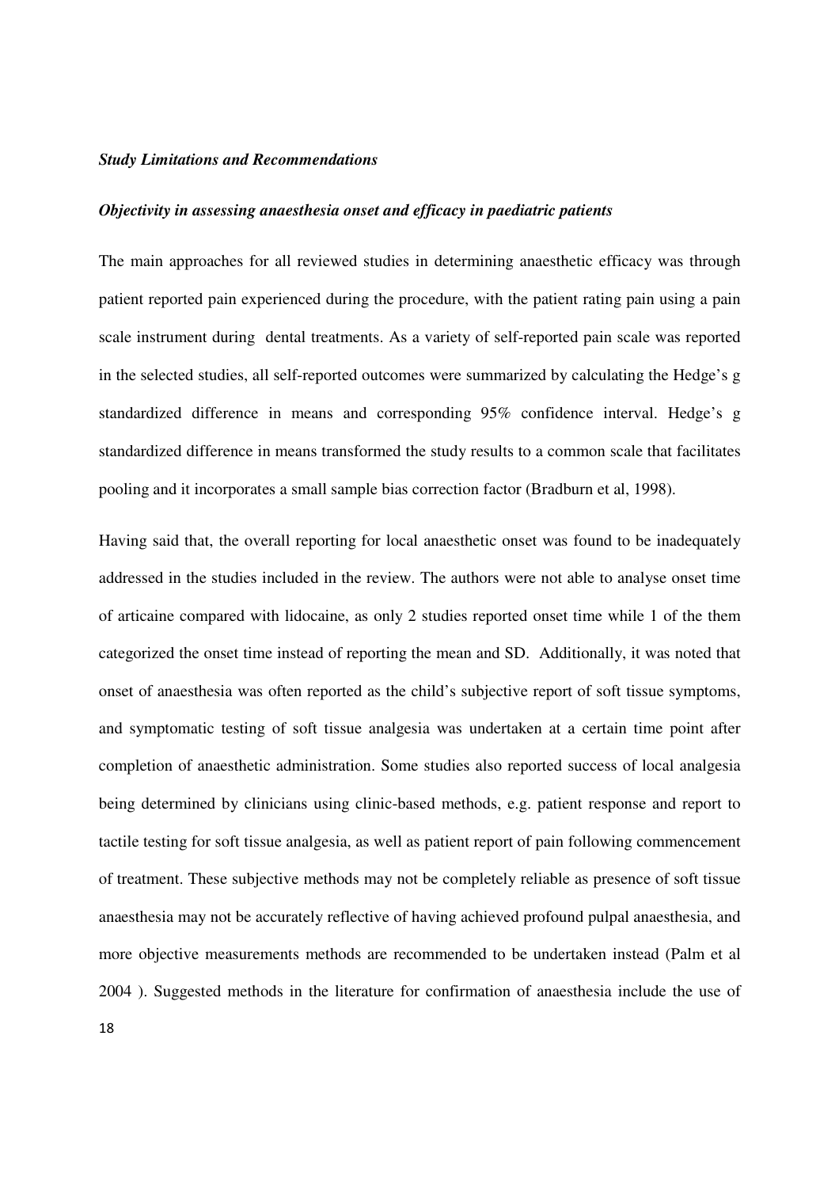### *Study Limitations and Recommendations*

### *Objectivity in assessing anaesthesia onset and efficacy in paediatric patients*

The main approaches for all reviewed studies in determining anaesthetic efficacy was through patient reported pain experienced during the procedure, with the patient rating pain using a pain scale instrument during dental treatments. As a variety of self-reported pain scale was reported in the selected studies, all self-reported outcomes were summarized by calculating the Hedge's g standardized difference in means and corresponding 95% confidence interval. Hedge's g standardized difference in means transformed the study results to a common scale that facilitates pooling and it incorporates a small sample bias correction factor (Bradburn et al, 1998).

Having said that, the overall reporting for local anaesthetic onset was found to be inadequately addressed in the studies included in the review. The authors were not able to analyse onset time of articaine compared with lidocaine, as only 2 studies reported onset time while 1 of the them categorized the onset time instead of reporting the mean and SD. Additionally, it was noted that onset of anaesthesia was often reported as the child's subjective report of soft tissue symptoms, and symptomatic testing of soft tissue analgesia was undertaken at a certain time point after completion of anaesthetic administration. Some studies also reported success of local analgesia being determined by clinicians using clinic-based methods, e.g. patient response and report to tactile testing for soft tissue analgesia, as well as patient report of pain following commencement of treatment. These subjective methods may not be completely reliable as presence of soft tissue anaesthesia may not be accurately reflective of having achieved profound pulpal anaesthesia, and more objective measurements methods are recommended to be undertaken instead (Palm et al 2004 ). Suggested methods in the literature for confirmation of anaesthesia include the use of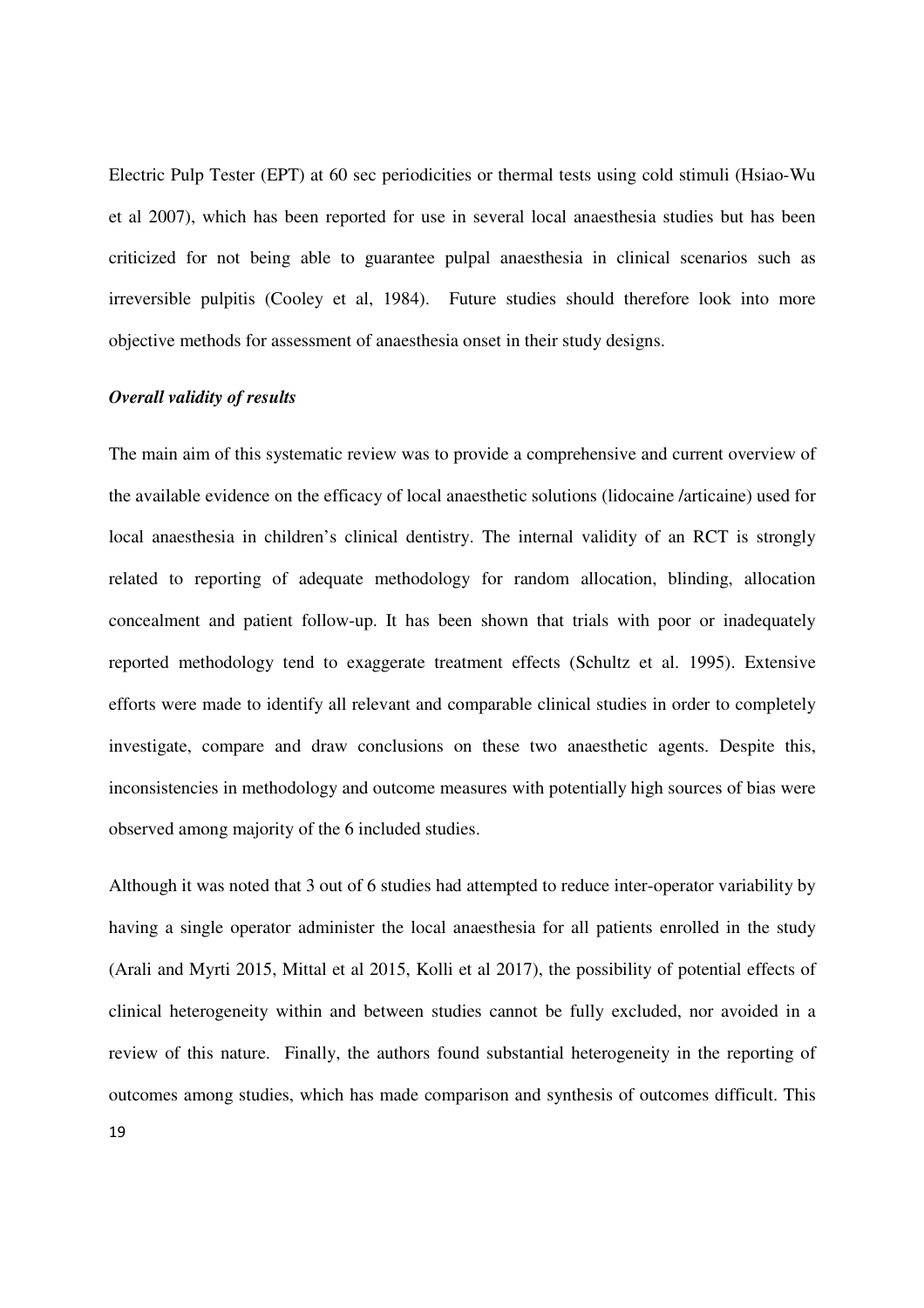Electric Pulp Tester (EPT) at 60 sec periodicities or thermal tests using cold stimuli (Hsiao-Wu et al 2007), which has been reported for use in several local anaesthesia studies but has been criticized for not being able to guarantee pulpal anaesthesia in clinical scenarios such as irreversible pulpitis (Cooley et al, 1984). Future studies should therefore look into more objective methods for assessment of anaesthesia onset in their study designs.

***Overall validity of results***

The main aim of this systematic review was to provide a comprehensive and current overview of the available evidence on the efficacy of local anaesthetic solutions (lidocaine /articaine) used for local anaesthesia in children's clinical dentistry. The internal validity of an RCT is strongly related to reporting of adequate methodology for random allocation, blinding, allocation concealment and patient follow-up. It has been shown that trials with poor or inadequately reported methodology tend to exaggerate treatment effects (Schultz et al. 1995). Extensive efforts were made to identify all relevant and comparable clinical studies in order to completely investigate, compare and draw conclusions on these two anaesthetic agents. Despite this, inconsistencies in methodology and outcome measures with potentially high sources of bias were observed among majority of the 6 included studies.

Although it was noted that 3 out of 6 studies had attempted to reduce inter-operator variability by having a single operator administer the local anaesthesia for all patients enrolled in the study (Arali and Myrti 2015, Mittal et al 2015, Kolli et al 2017), the possibility of potential effects of clinical heterogeneity within and between studies cannot be fully excluded, nor avoided in a review of this nature. Finally, the authors found substantial heterogeneity in the reporting of outcomes among studies, which has made comparison and synthesis of outcomes difficult. This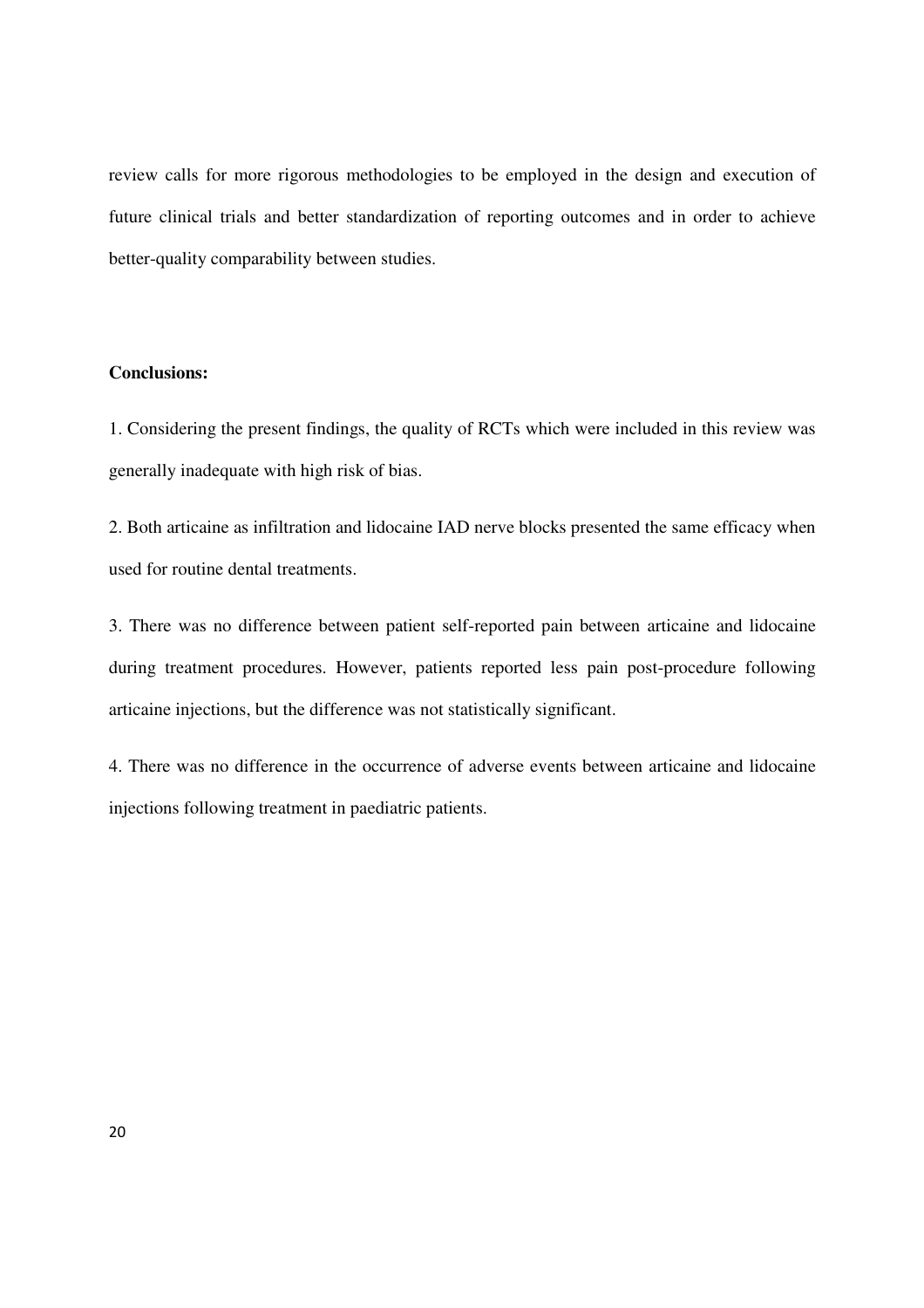review calls for more rigorous methodologies to be employed in the design and execution of future clinical trials and better standardization of reporting outcomes and in order to achieve better-quality comparability between studies.

**Conclusions:**

1. Considering the present findings, the quality of RCTs which were included in this review was generally inadequate with high risk of bias.

2. Both articaine as infiltration and lidocaine IAD nerve blocks presented the same efficacy when used for routine dental treatments.

3. There was no difference between patient self-reported pain between articaine and lidocaine during treatment procedures. However, patients reported less pain post-procedure following articaine injections, but the difference was not statistically significant.

4. There was no difference in the occurrence of adverse events between articaine and lidocaine injections following treatment in paediatric patients.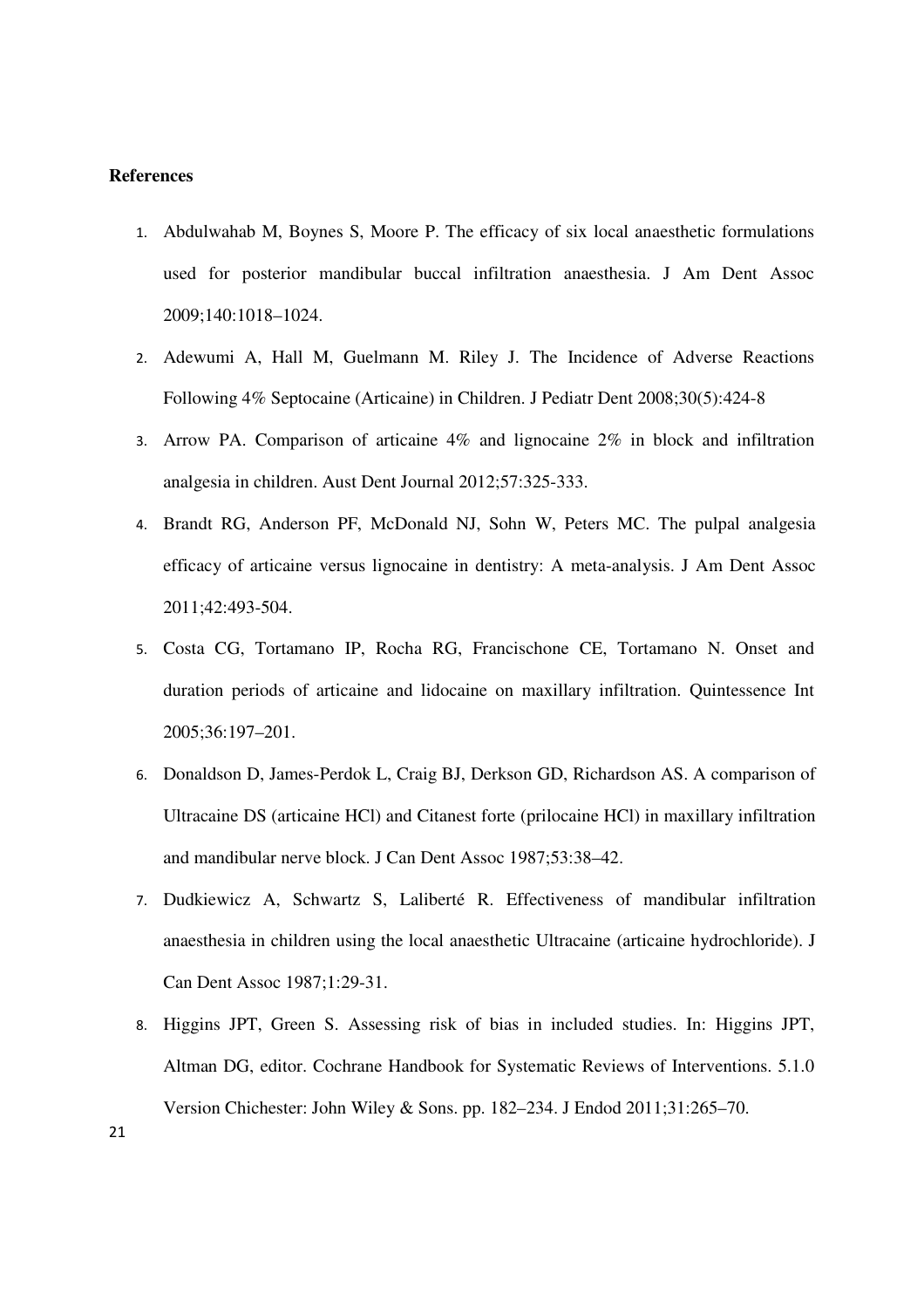**References**

1. Abdulwahab M, Boynes S, Moore P. The efficacy of six local anaesthetic formulations used for posterior mandibular buccal infiltration anaesthesia. J Am Dent Assoc 2009;140:1018–1024.
2. Adewumi A, Hall M, Guelmann M. Riley J. The Incidence of Adverse Reactions Following 4% Septocaine (Articaine) in Children. J Pediatr Dent 2008;30(5):424-8
3. Arrow PA. Comparison of articaine 4% and lignocaine 2% in block and infiltration analgesia in children. Aust Dent Journal 2012;57:325-333.
4. Brandt RG, Anderson PF, McDonald NJ, Sohn W, Peters MC. The pulpal analgesia efficacy of articaine versus lignocaine in dentistry: A meta-analysis. J Am Dent Assoc 2011;42:493-504.
5. Costa CG, Tortamano IP, Rocha RG, Francischone CE, Tortamano N. Onset and duration periods of articaine and lidocaine on maxillary infiltration. Quintessence Int 2005;36:197–201.
6. Donaldson D, James-Perdok L, Craig BJ, Derkson GD, Richardson AS. A comparison of Ultracaine DS (articaine HCl) and Citanest forte (prilocaine HCl) in maxillary infiltration and mandibular nerve block. J Can Dent Assoc 1987;53:38–42.
7. Dudkiewicz A, Schwartz S, Laliberté R. Effectiveness of mandibular infiltration anaesthesia in children using the local anaesthetic Ultracaine (articaine hydrochloride). J Can Dent Assoc 1987;1:29-31.
8. Higgins JPT, Green S. Assessing risk of bias in included studies. In: Higgins JPT, Altman DG, editor. Cochrane Handbook for Systematic Reviews of Interventions. 5.1.0 Version Chichester: John Wiley & Sons. pp. 182–234. J Endod 2011;31:265–70.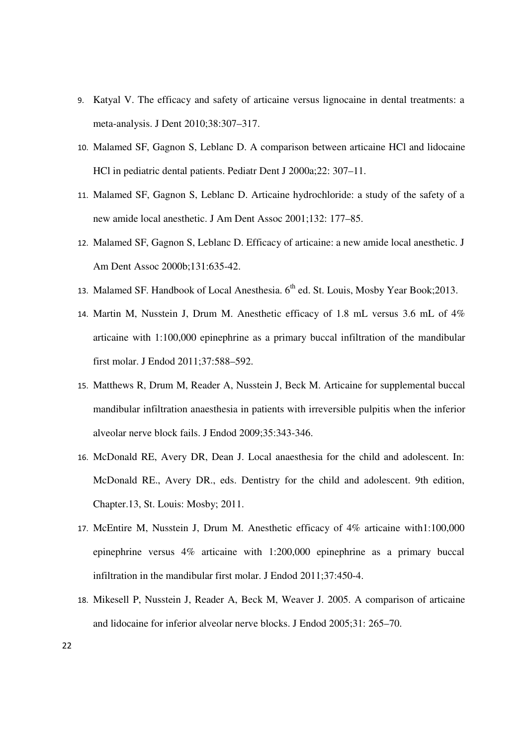9. Katyal V. The efficacy and safety of articaine versus lignocaine in dental treatments: a meta-analysis. J Dent 2010;38:307–317.
10. Malamed SF, Gagnon S, Leblanc D. A comparison between articaine HCl and lidocaine HCl in pediatric dental patients. Pediatr Dent J 2000a;22: 307–11.
11. Malamed SF, Gagnon S, Leblanc D. Articaine hydrochloride: a study of the safety of a new amide local anesthetic. J Am Dent Assoc 2001;132: 177–85.
12. Malamed SF, Gagnon S, Leblanc D. Efficacy of articaine: a new amide local anesthetic. J Am Dent Assoc 2000b;131:635-42.
13. Malamed SF. Handbook of Local Anesthesia. 6th ed. St. Louis, Mosby Year Book;2013.
14. Martin M, Nusstein J, Drum M. Anesthetic efficacy of 1.8 mL versus 3.6 mL of 4% articaine with 1:100,000 epinephrine as a primary buccal infiltration of the mandibular first molar. J Endod 2011;37:588–592.
15. Matthews R, Drum M, Reader A, Nusstein J, Beck M. Articaine for supplemental buccal mandibular infiltration anaesthesia in patients with irreversible pulpitis when the inferior alveolar nerve block fails. J Endod 2009;35:343-346.
16. McDonald RE, Avery DR, Dean J. Local anaesthesia for the child and adolescent. In: McDonald RE., Avery DR., eds. Dentistry for the child and adolescent. 9th edition, Chapter.13, St. Louis: Mosby; 2011.
17. McEntire M, Nusstein J, Drum M. Anesthetic efficacy of 4% articaine with1:100,000 epinephrine versus 4% articaine with 1:200,000 epinephrine as a primary buccal infiltration in the mandibular first molar. J Endod 2011;37:450-4.
18. Mikesell P, Nusstein J, Reader A, Beck M, Weaver J. 2005. A comparison of articaine and lidocaine for inferior alveolar nerve blocks. J Endod 2005;31: 265–70.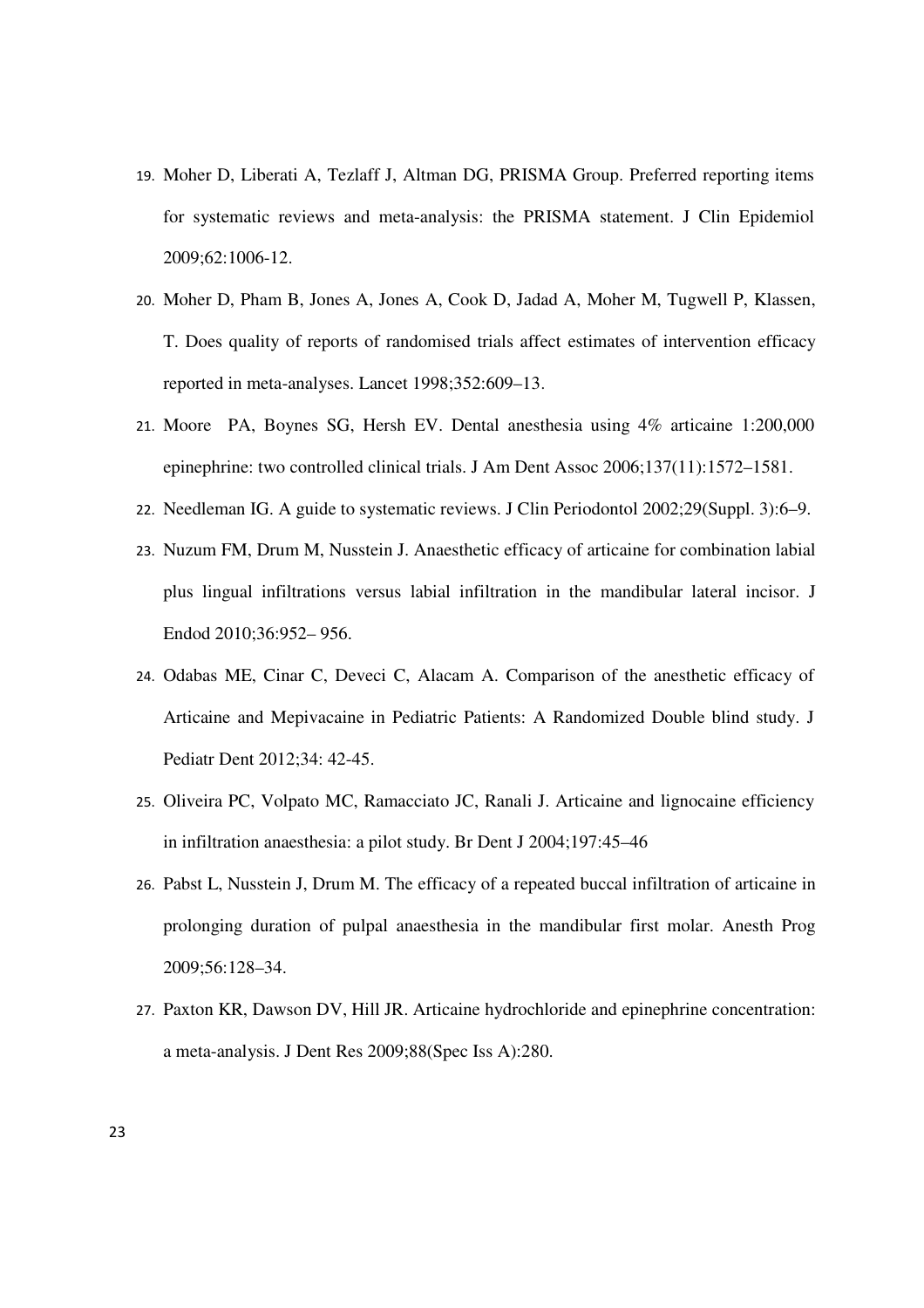19. Moher D, Liberati A, Tezlaff J, Altman DG, PRISMA Group. Preferred reporting items for systematic reviews and meta-analysis: the PRISMA statement. J Clin Epidemiol 2009;62:1006-12.
20. Moher D, Pham B, Jones A, Jones A, Cook D, Jadad A, Moher M, Tugwell P, Klassen, T. Does quality of reports of randomised trials affect estimates of intervention efficacy reported in meta-analyses. Lancet 1998;352:609–13.
21. Moore PA, Boynes SG, Hersh EV. Dental anesthesia using 4% articaine 1:200,000 epinephrine: two controlled clinical trials. J Am Dent Assoc 2006;137(11):1572–1581.
22. Needleman IG. A guide to systematic reviews. J Clin Periodontol 2002;29(Suppl. 3):6–9.
23. Nuzum FM, Drum M, Nusstein J. Anaesthetic efficacy of articaine for combination labial plus lingual infiltrations versus labial infiltration in the mandibular lateral incisor. J Endod 2010;36:952– 956.
24. Odabas ME, Cinar C, Deveci C, Alacam A. Comparison of the anesthetic efficacy of Articaine and Mepivacaine in Pediatric Patients: A Randomized Double blind study. J Pediatr Dent 2012;34: 42-45.
25. Oliveira PC, Volpato MC, Ramacciato JC, Ranali J. Articaine and lignocaine efficiency in infiltration anaesthesia: a pilot study. Br Dent J 2004;197:45–46
26. Pabst L, Nusstein J, Drum M. The efficacy of a repeated buccal infiltration of articaine in prolonging duration of pulpal anaesthesia in the mandibular first molar. Anesth Prog 2009;56:128–34.
27. Paxton KR, Dawson DV, Hill JR. Articaine hydrochloride and epinephrine concentration: a meta-analysis. J Dent Res 2009;88(Spec Iss A):280.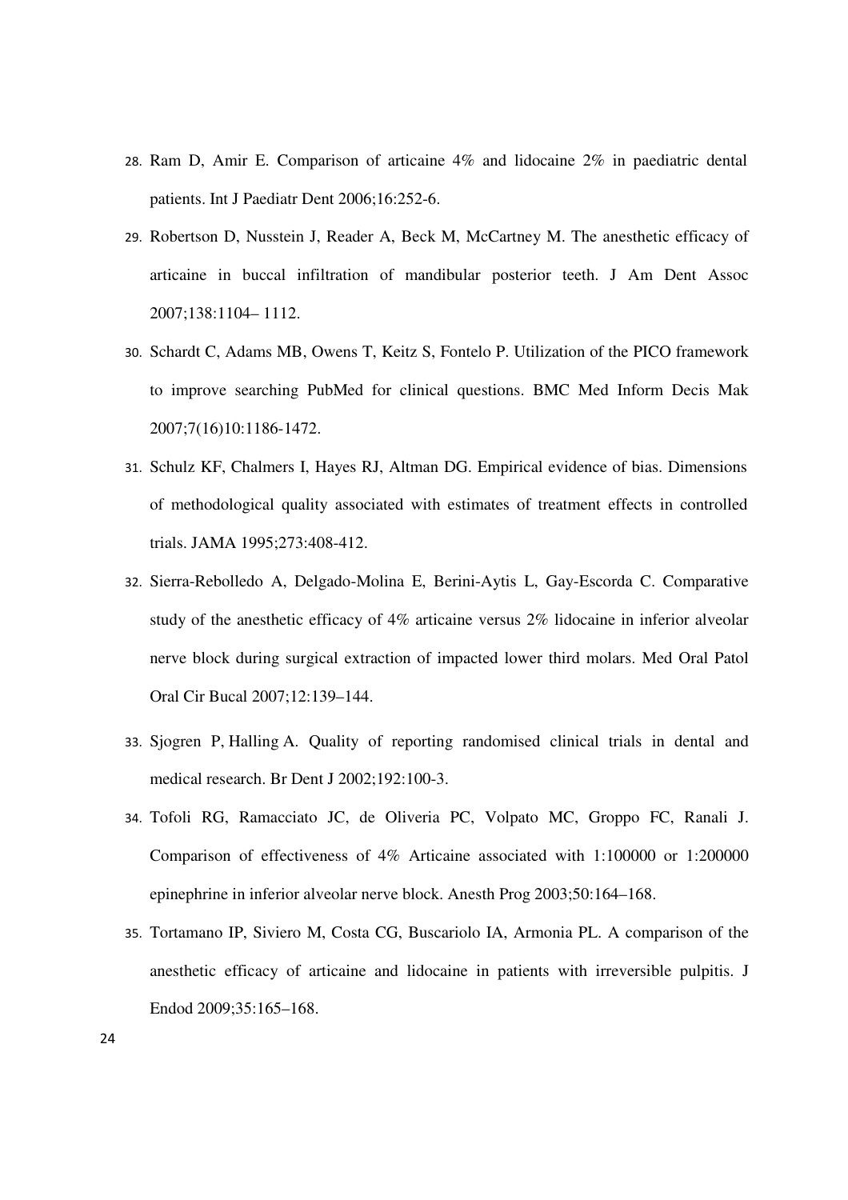28. Ram D, Amir E. Comparison of articaine 4% and lidocaine 2% in paediatric dental patients. Int J Paediatr Dent 2006;16:252-6.
29. Robertson D, Nusstein J, Reader A, Beck M, McCartney M. The anesthetic efficacy of articaine in buccal infiltration of mandibular posterior teeth. J Am Dent Assoc 2007;138:1104– 1112.
30. Schardt C, Adams MB, Owens T, Keitz S, Fontelo P. Utilization of the PICO framework to improve searching PubMed for clinical questions. BMC Med Inform Decis Mak 2007;7(16)10:1186-1472.
31. Schulz KF, Chalmers I, Hayes RJ, Altman DG. Empirical evidence of bias. Dimensions of methodological quality associated with estimates of treatment effects in controlled trials. JAMA 1995;273:408-412.
32. Sierra-Rebolledo A, Delgado-Molina E, Berini-Aytis L, Gay-Escorda C. Comparative study of the anesthetic efficacy of 4% articaine versus 2% lidocaine in inferior alveolar nerve block during surgical extraction of impacted lower third molars. Med Oral Patol Oral Cir Bucal 2007;12:139–144.
33. Sjogren P, Halling A. Quality of reporting randomised clinical trials in dental and medical research. Br Dent J 2002;192:100-3.
34. Tofoli RG, Ramacciato JC, de Oliveria PC, Volpato MC, Groppo FC, Ranali J. Comparison of effectiveness of 4% Articaine associated with 1:100000 or 1:200000 epinephrine in inferior alveolar nerve block. Anesth Prog 2003;50:164–168.
35. Tortamano IP, Siviero M, Costa CG, Buscariolo IA, Armonia PL. A comparison of the anesthetic efficacy of articaine and lidocaine in patients with irreversible pulpitis. J Endod 2009;35:165–168.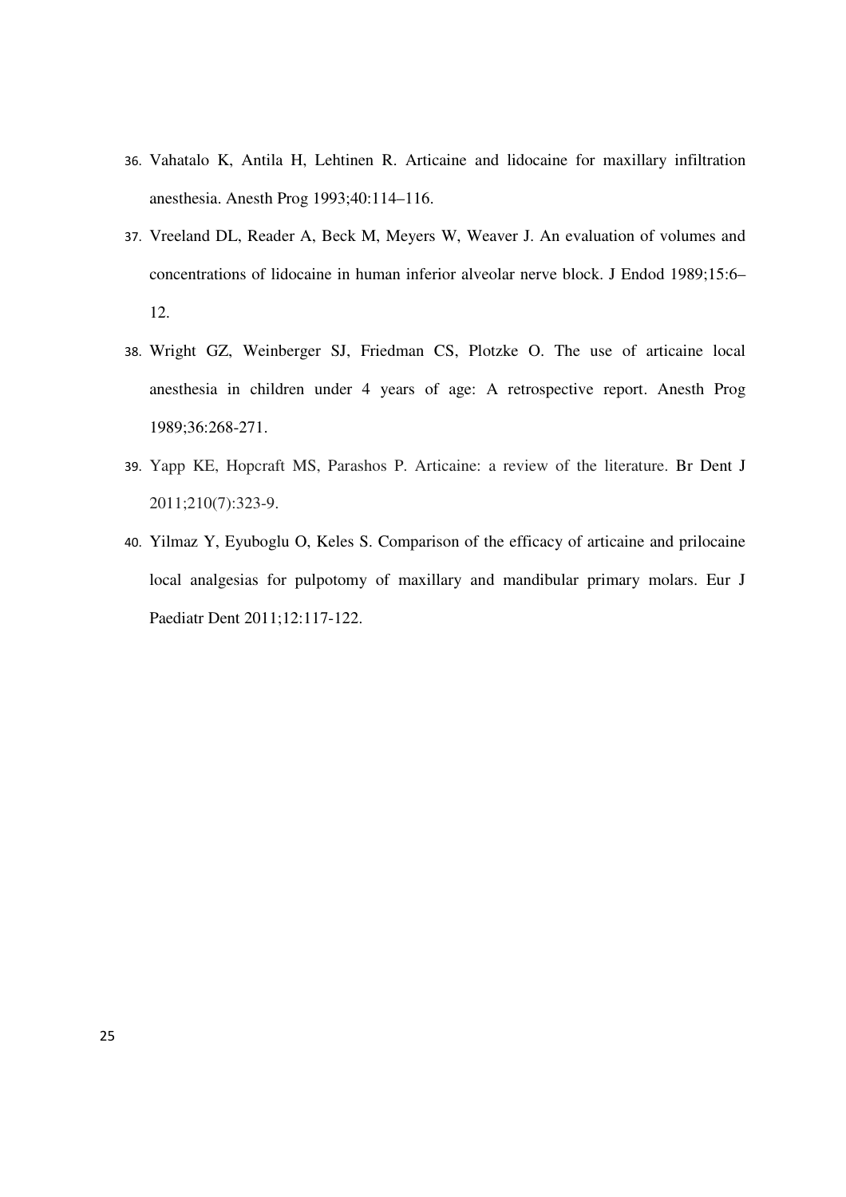36. Vahatalo K, Antila H, Lehtinen R. Articaine and lidocaine for maxillary infiltration anesthesia. Anesth Prog 1993;40:114–116.
37. Vreeland DL, Reader A, Beck M, Meyers W, Weaver J. An evaluation of volumes and concentrations of lidocaine in human inferior alveolar nerve block. J Endod 1989;15:6–12.
38. Wright GZ, Weinberger SJ, Friedman CS, Plotzke O. The use of articaine local anesthesia in children under 4 years of age: A retrospective report. Anesth Prog 1989;36:268-271.
39. Yapp KE, Hopcraft MS, Parashos P. Articaine: a review of the literature. Br Dent J 2011;210(7):323-9.
40. Yilmaz Y, Eyuboglu O, Keles S. Comparison of the efficacy of articaine and prilocaine local analgesias for pulpotomy of maxillary and mandibular primary molars. Eur J Paediatr Dent 2011;12:117-122.